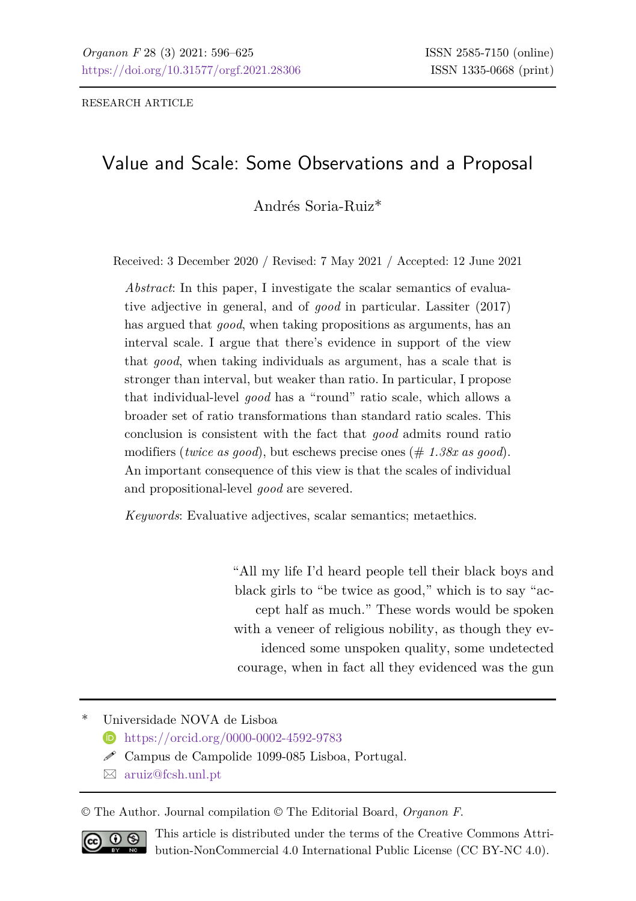RESEARCH ARTICLE

# Value and Scale: Some Observations and a Proposal

Andrés Soria-Ruiz*

Received: 3 December 2020 / Revised: 7 May 2021 / Accepted: 12 June 2021

*Abstract*: In this paper, I investigate the scalar semantics of evaluative adjective in general, and of *good* in particular. Lassiter (2017) has argued that *good*, when taking propositions as arguments, has an interval scale. I argue that there's evidence in support of the view that *good*, when taking individuals as argument, has a scale that is stronger than interval, but weaker than ratio. In particular, I propose that individual-level *good* has a "round" ratio scale, which allows a broader set of ratio transformations than standard ratio scales. This conclusion is consistent with the fact that *good* admits round ratio modifiers (*twice as good*), but eschews precise ones (# *1.38x as good*). An important consequence of this view is that the scales of individual and propositional-level *good* are severed.

*Keywords*: Evaluative adjectives, scalar semantics; metaethics.

"All my life I'd heard people tell their black boys and black girls to "be twice as good," which is to say "accept half as much." These words would be spoken with a veneer of religious nobility, as though they evidenced some unspoken quality, some undetected courage, when in fact all they evidenced was the gun

---

\* Universidade NOVA de Lisboa

https://orcid.org/0000-0002-4592-9783

Campus de Campolide 1099-085 Lisboa, Portugal.

aruiz@fcsh.unl.pt

© The Author. Journal compilation © The Editorial Board, *Organon F*.

This article is distributed under the terms of the Creative Commons Attribution-NonCommercial 4.0 International Public License (CC BY-NC 4.0).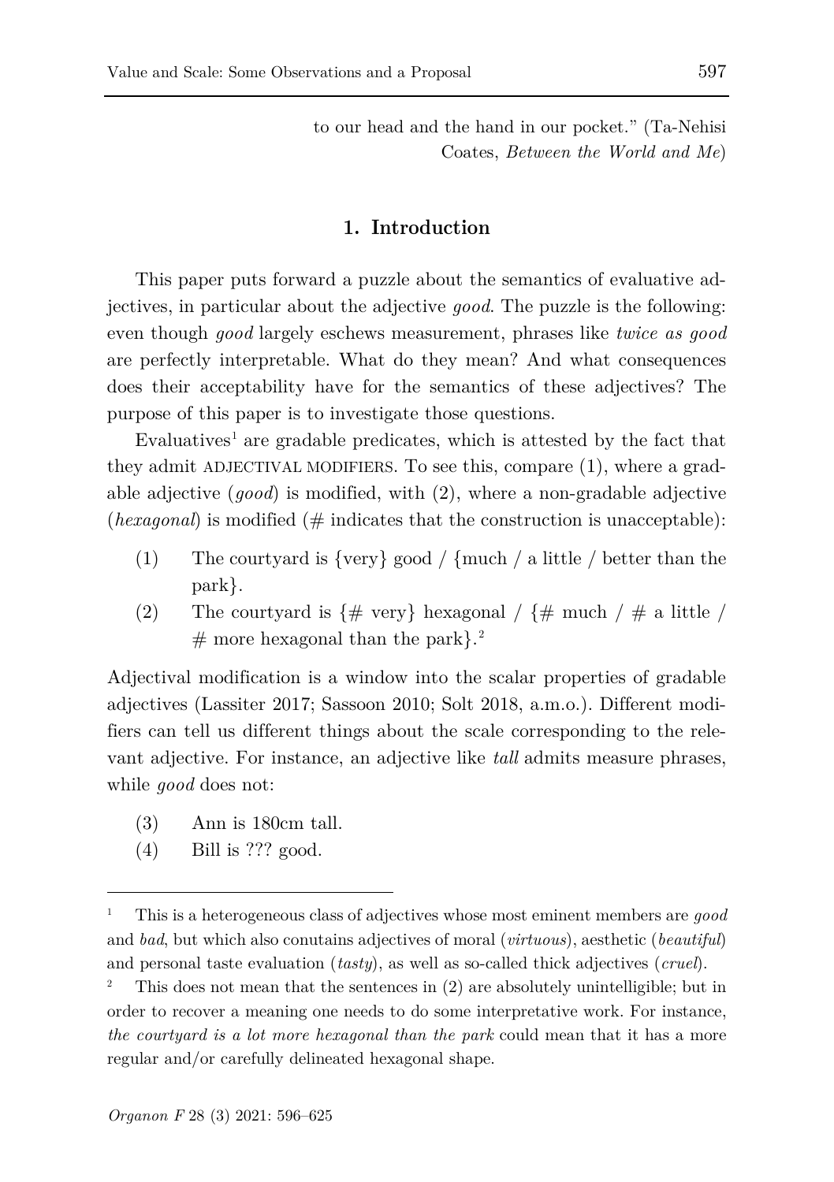to our head and the hand in our pocket." (Ta-Nehisi Coates, *Between the World and Me*)

## 1. Introduction

This paper puts forward a puzzle about the semantics of evaluative adjectives, in particular about the adjective *good*. The puzzle is the following: even though *good* largely eschews measurement, phrases like *twice as good* are perfectly interpretable. What do they mean? And what consequences does their acceptability have for the semantics of these adjectives? The purpose of this paper is to investigate those questions.

Evaluatives[1] are gradable predicates, which is attested by the fact that they admit ADJECTIVAL MODIFIERS. To see this, compare (1), where a gradable adjective (*good*) is modified, with (2), where a non-gradable adjective (*hexagonal*) is modified (# indicates that the construction is unacceptable):

(1) The courtyard is {very} good / {much / a little / better than the park}.

(2) The courtyard is {# very} hexagonal / {# much / # a little / # more hexagonal than the park}.[2]

Adjectival modification is a window into the scalar properties of gradable adjectives (Lassiter 2017; Sassoon 2010; Solt 2018, a.m.o.). Different modifiers can tell us different things about the scale corresponding to the relevant adjective. For instance, an adjective like *tall* admits measure phrases, while *good* does not:

(3) Ann is 180cm tall.

(4) Bill is ??? good.

---

[1] This is a heterogeneous class of adjectives whose most eminent members are *good* and *bad*, but which also conutains adjectives of moral (*virtuous*), aesthetic (*beautiful*) and personal taste evaluation (*tasty*), as well as so-called thick adjectives (*cruel*).

[2] This does not mean that the sentences in (2) are absolutely unintelligible; but in order to recover a meaning one needs to do some interpretative work. For instance, *the courtyard is a lot more hexagonal than the park* could mean that it has a more regular and/or carefully delineated hexagonal shape.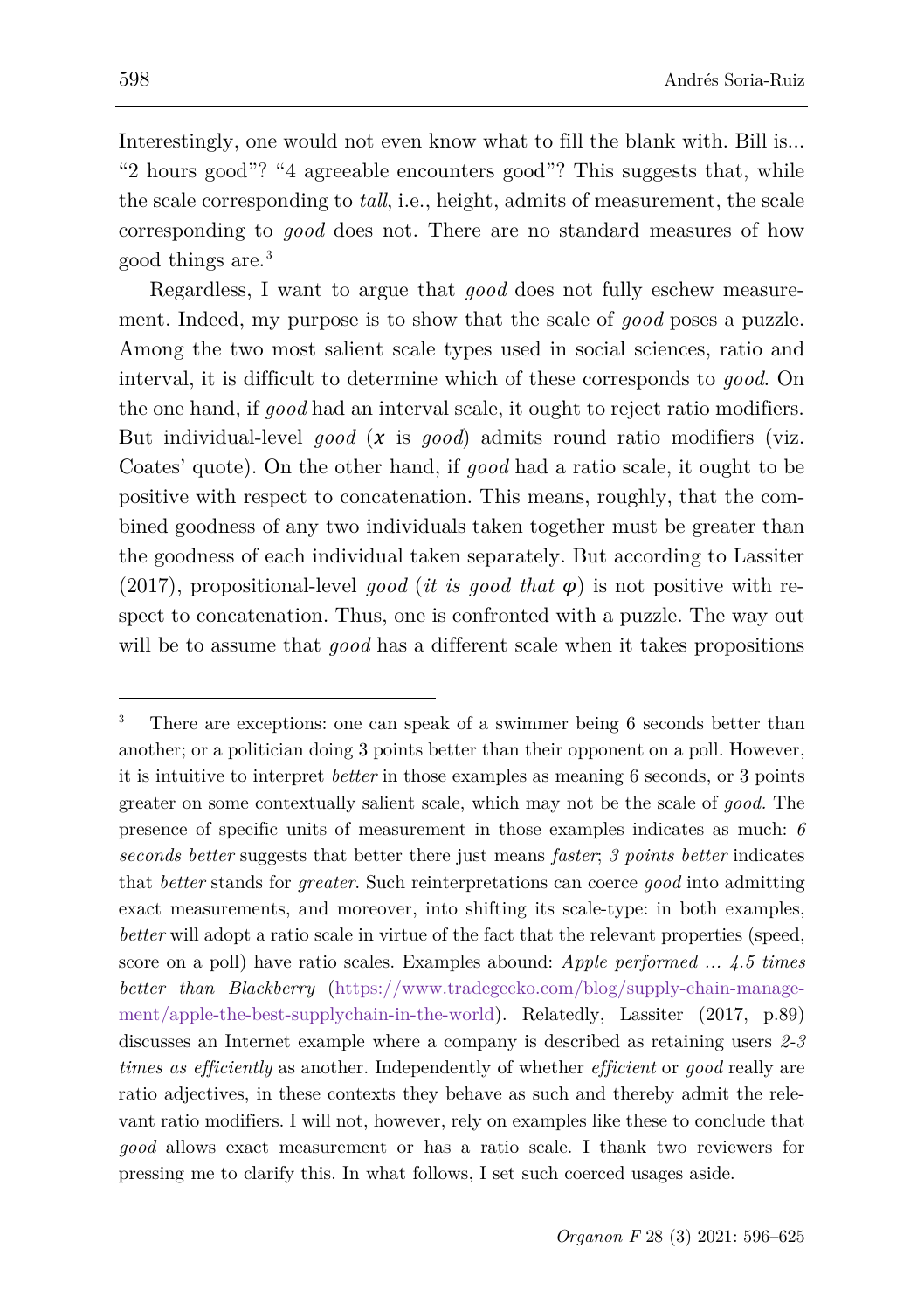Interestingly, one would not even know what to fill the blank with. Bill is... "2 hours good"? "4 agreeable encounters good"? This suggests that, while the scale corresponding to *tall*, i.e., height, admits of measurement, the scale corresponding to *good* does not. There are no standard measures of how good things are.[3]

Regardless, I want to argue that *good* does not fully eschew measurement. Indeed, my purpose is to show that the scale of *good* poses a puzzle. Among the two most salient scale types used in social sciences, ratio and interval, it is difficult to determine which of these corresponds to *good*. On the one hand, if *good* had an interval scale, it ought to reject ratio modifiers. But individual-level *good* ($x$ is *good*) admits round ratio modifiers (viz. Coates' quote). On the other hand, if *good* had a ratio scale, it ought to be positive with respect to concatenation. This means, roughly, that the combined goodness of any two individuals taken together must be greater than the goodness of each individual taken separately. But according to Lassiter (2017), propositional-level *good* (*it is good that* $\varphi$) is not positive with respect to concatenation. Thus, one is confronted with a puzzle. The way out will be to assume that *good* has a different scale when it takes propositions

---

[3] There are exceptions: one can speak of a swimmer being 6 seconds better than another; or a politician doing 3 points better than their opponent on a poll. However, it is intuitive to interpret *better* in those examples as meaning 6 seconds, or 3 points greater on some contextually salient scale, which may not be the scale of *good*. The presence of specific units of measurement in those examples indicates as much: *6 seconds better* suggests that better there just means *faster*; *3 points better* indicates that *better* stands for *greater*. Such reinterpretations can coerce *good* into admitting exact measurements, and moreover, into shifting its scale-type: in both examples, *better* will adopt a ratio scale in virtue of the fact that the relevant properties (speed, score on a poll) have ratio scales. Examples abound: *Apple performed ... 4.5 times better than Blackberry* (https://www.tradegecko.com/blog/supply-chain-management/apple-the-best-supplychain-in-the-world). Relatedly, Lassiter (2017, p.89) discusses an Internet example where a company is described as retaining users *2-3 times as efficiently* as another. Independently of whether *efficient* or *good* really are ratio adjectives, in these contexts they behave as such and thereby admit the relevant ratio modifiers. I will not, however, rely on examples like these to conclude that *good* allows exact measurement or has a ratio scale. I thank two reviewers for pressing me to clarify this. In what follows, I set such coerced usages aside.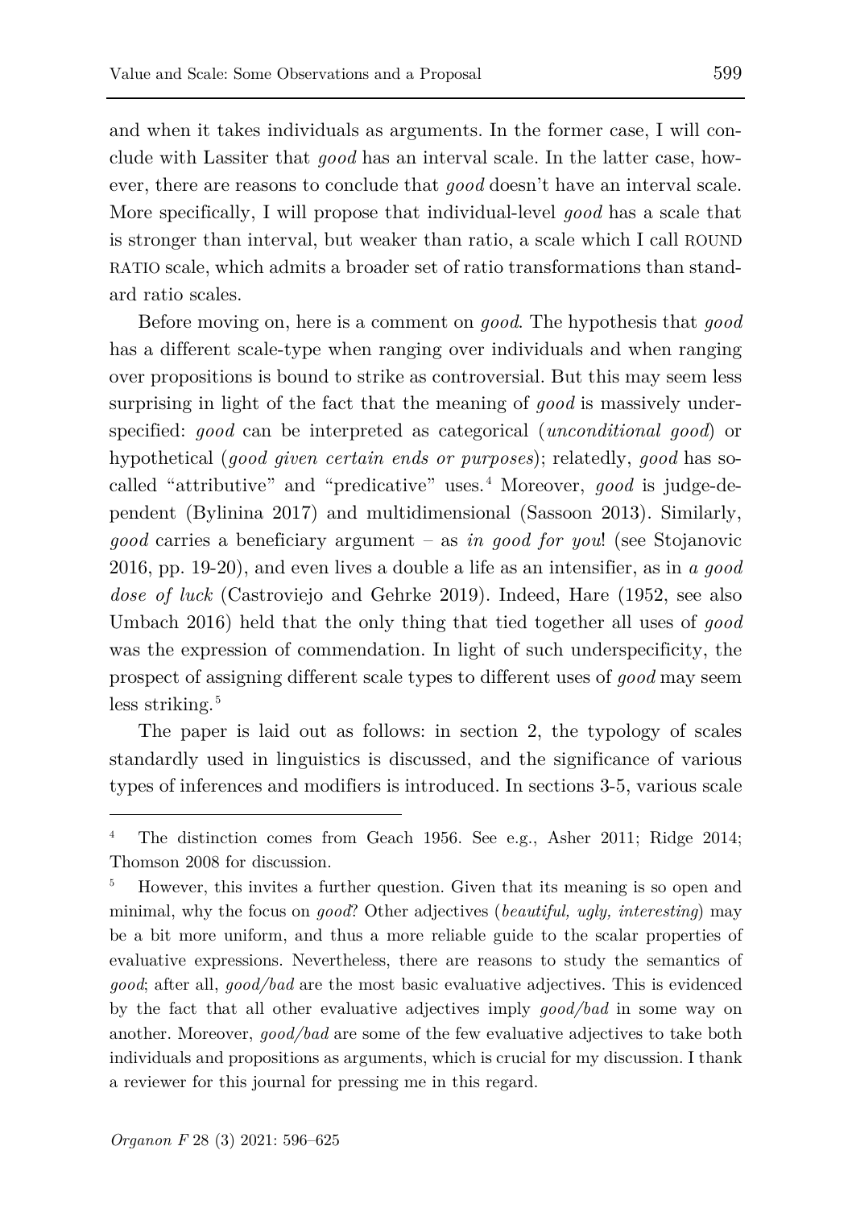and when it takes individuals as arguments. In the former case, I will conclude with Lassiter that *good* has an interval scale. In the latter case, however, there are reasons to conclude that *good* doesn't have an interval scale. More specifically, I will propose that individual-level *good* has a scale that is stronger than interval, but weaker than ratio, a scale which I call ROUND RATIO scale, which admits a broader set of ratio transformations than standard ratio scales.

Before moving on, here is a comment on *good*. The hypothesis that *good* has a different scale-type when ranging over individuals and when ranging over propositions is bound to strike as controversial. But this may seem less surprising in light of the fact that the meaning of *good* is massively underspecified: *good* can be interpreted as categorical (*unconditional good*) or hypothetical (*good given certain ends or purposes*); relatedly, *good* has so-called "attributive" and "predicative" uses.[4] Moreover, *good* is judge-dependent (Bylinina 2017) and multidimensional (Sassoon 2013). Similarly, *good* carries a beneficiary argument – as *in good for you*! (see Stojanovic 2016, pp. 19-20), and even lives a double a life as an intensifier, as in *a good dose of luck* (Castroviejo and Gehrke 2019). Indeed, Hare (1952, see also Umbach 2016) held that the only thing that tied together all uses of *good* was the expression of commendation. In light of such underspecificity, the prospect of assigning different scale types to different uses of *good* may seem less striking.[5]

The paper is laid out as follows: in section 2, the typology of scales standardly used in linguistics is discussed, and the significance of various types of inferences and modifiers is introduced. In sections 3-5, various scale

---

[4] The distinction comes from Geach 1956. See e.g., Asher 2011; Ridge 2014; Thomson 2008 for discussion.

[5] However, this invites a further question. Given that its meaning is so open and minimal, why the focus on *good*? Other adjectives (*beautiful, ugly, interesting*) may be a bit more uniform, and thus a more reliable guide to the scalar properties of evaluative expressions. Nevertheless, there are reasons to study the semantics of *good*; after all, *good/bad* are the most basic evaluative adjectives. This is evidenced by the fact that all other evaluative adjectives imply *good/bad* in some way on another. Moreover, *good/bad* are some of the few evaluative adjectives to take both individuals and propositions as arguments, which is crucial for my discussion. I thank a reviewer for this journal for pressing me in this regard.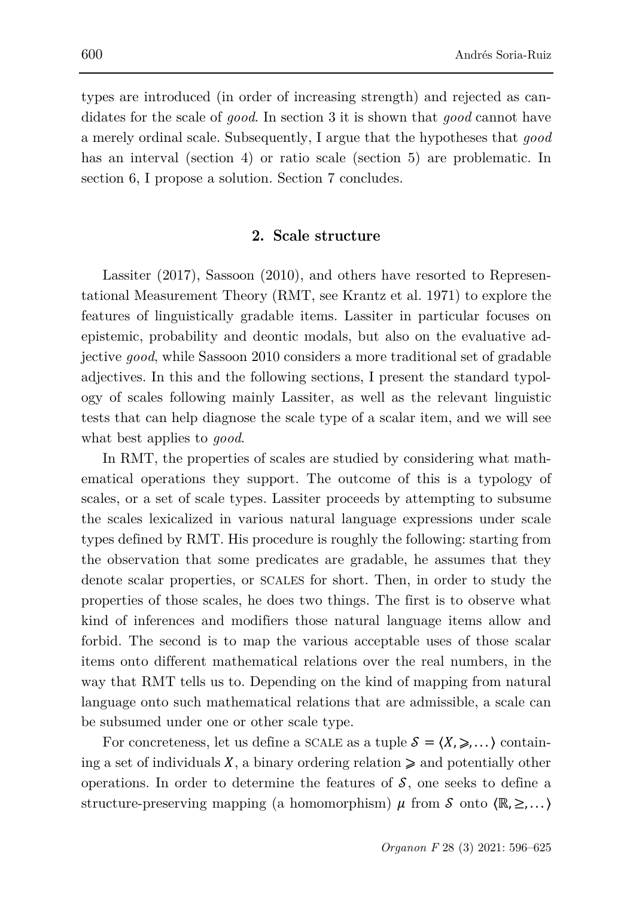types are introduced (in order of increasing strength) and rejected as candidates for the scale of *good*. In section 3 it is shown that *good* cannot have a merely ordinal scale. Subsequently, I argue that the hypotheses that *good* has an interval (section 4) or ratio scale (section 5) are problematic. In section 6, I propose a solution. Section 7 concludes.

## 2. Scale structure

Lassiter (2017), Sassoon (2010), and others have resorted to Representational Measurement Theory (RMT, see Krantz et al. 1971) to explore the features of linguistically gradable items. Lassiter in particular focuses on epistemic, probability and deontic modals, but also on the evaluative adjective *good*, while Sassoon 2010 considers a more traditional set of gradable adjectives. In this and the following sections, I present the standard typology of scales following mainly Lassiter, as well as the relevant linguistic tests that can help diagnose the scale type of a scalar item, and we will see what best applies to *good*.

In RMT, the properties of scales are studied by considering what mathematical operations they support. The outcome of this is a typology of scales, or a set of scale types. Lassiter proceeds by attempting to subsume the scales lexicalized in various natural language expressions under scale types defined by RMT. His procedure is roughly the following: starting from the observation that some predicates are gradable, he assumes that they denote scalar properties, or SCALES for short. Then, in order to study the properties of those scales, he does two things. The first is to observe what kind of inferences and modifiers those natural language items allow and forbid. The second is to map the various acceptable uses of those scalar items onto different mathematical relations over the real numbers, in the way that RMT tells us to. Depending on the kind of mapping from natural language onto such mathematical relations that are admissible, a scale can be subsumed under one or other scale type.

For concreteness, let us define a SCALE as a tuple $\mathcal{S} = \langle X, \succcurlyeq, \dots \rangle$ containing a set of individuals $X$, a binary ordering relation $\succcurlyeq$ and potentially other operations. In order to determine the features of $\mathcal{S}$, one seeks to define a structure-preserving mapping (a homomorphism) $\mu$ from $\mathcal{S}$ onto $\langle \mathbb{R}, \geq, \dots \rangle$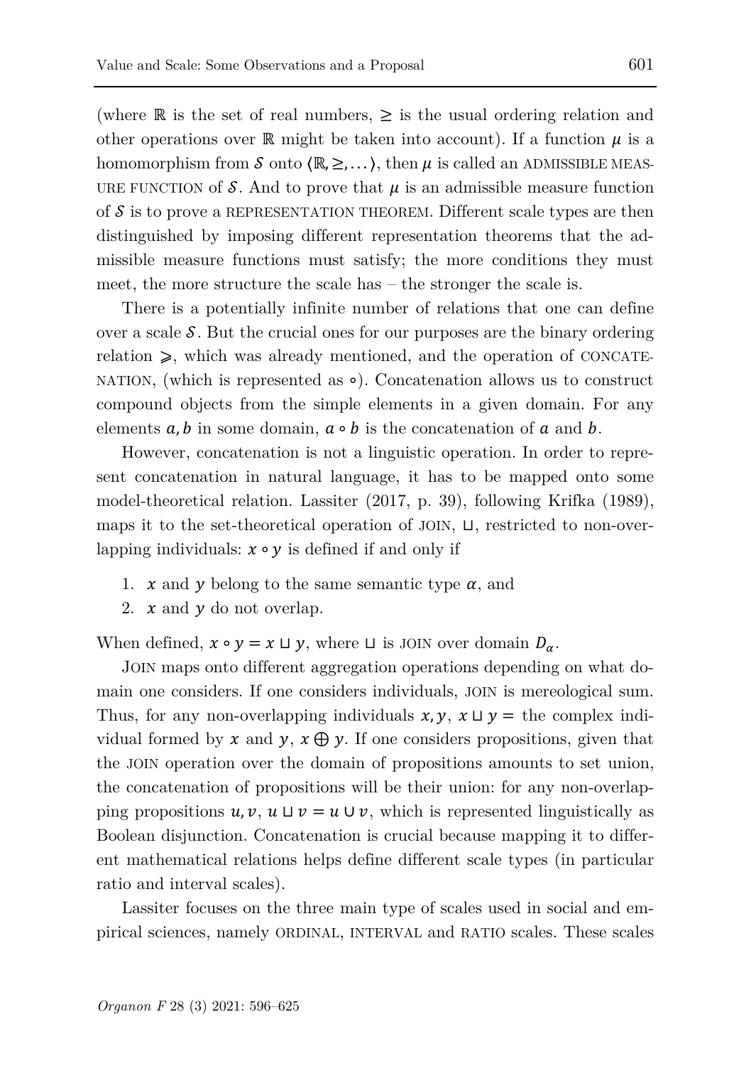(where $\mathbb{R}$ is the set of real numbers, $\geq$ is the usual ordering relation and other operations over $\mathbb{R}$ might be taken into account). If a function $\mu$ is a homomorphism from $\mathcal{S}$ onto $\langle \mathbb{R}, \geq, \dots \rangle$, then $\mu$ is called an ADMISSIBLE MEASURE FUNCTION of $\mathcal{S}$. And to prove that $\mu$ is an admissible measure function of $\mathcal{S}$ is to prove a REPRESENTATION THEOREM. Different scale types are then distinguished by imposing different representation theorems that the admissible measure functions must satisfy; the more conditions they must meet, the more structure the scale has – the stronger the scale is.

There is a potentially infinite number of relations that one can define over a scale $\mathcal{S}$. But the crucial ones for our purposes are the binary ordering relation $\succcurlyeq$, which was already mentioned, and the operation of CONCATENATION, (which is represented as $\circ$). Concatenation allows us to construct compound objects from the simple elements in a given domain. For any elements $a, b$ in some domain, $a \circ b$ is the concatenation of $a$ and $b$.

However, concatenation is not a linguistic operation. In order to represent concatenation in natural language, it has to be mapped onto some model-theoretical relation. Lassiter (2017, p. 39), following Krifka (1989), maps it to the set-theoretical operation of JOIN, $\sqcup$, restricted to non-overlapping individuals: $x \circ y$ is defined if and only if

1. $x$ and $y$ belong to the same semantic type $\alpha$, and
2. $x$ and $y$ do not overlap.

When defined, $x \circ y = x \sqcup y$, where $\sqcup$ is JOIN over domain $D_\alpha$.

JOIN maps onto different aggregation operations depending on what domain one considers. If one considers individuals, JOIN is mereological sum. Thus, for any non-overlapping individuals $x, y$, $x \sqcup y =$ the complex individual formed by $x$ and $y$, $x \oplus y$. If one considers propositions, given that the JOIN operation over the domain of propositions amounts to set union, the concatenation of propositions will be their union: for any non-overlapping propositions $u, v$, $u \sqcup v = u \cup v$, which is represented linguistically as Boolean disjunction. Concatenation is crucial because mapping it to different mathematical relations helps define different scale types (in particular ratio and interval scales).

Lassiter focuses on the three main type of scales used in social and empirical sciences, namely ORDINAL, INTERVAL and RATIO scales. These scales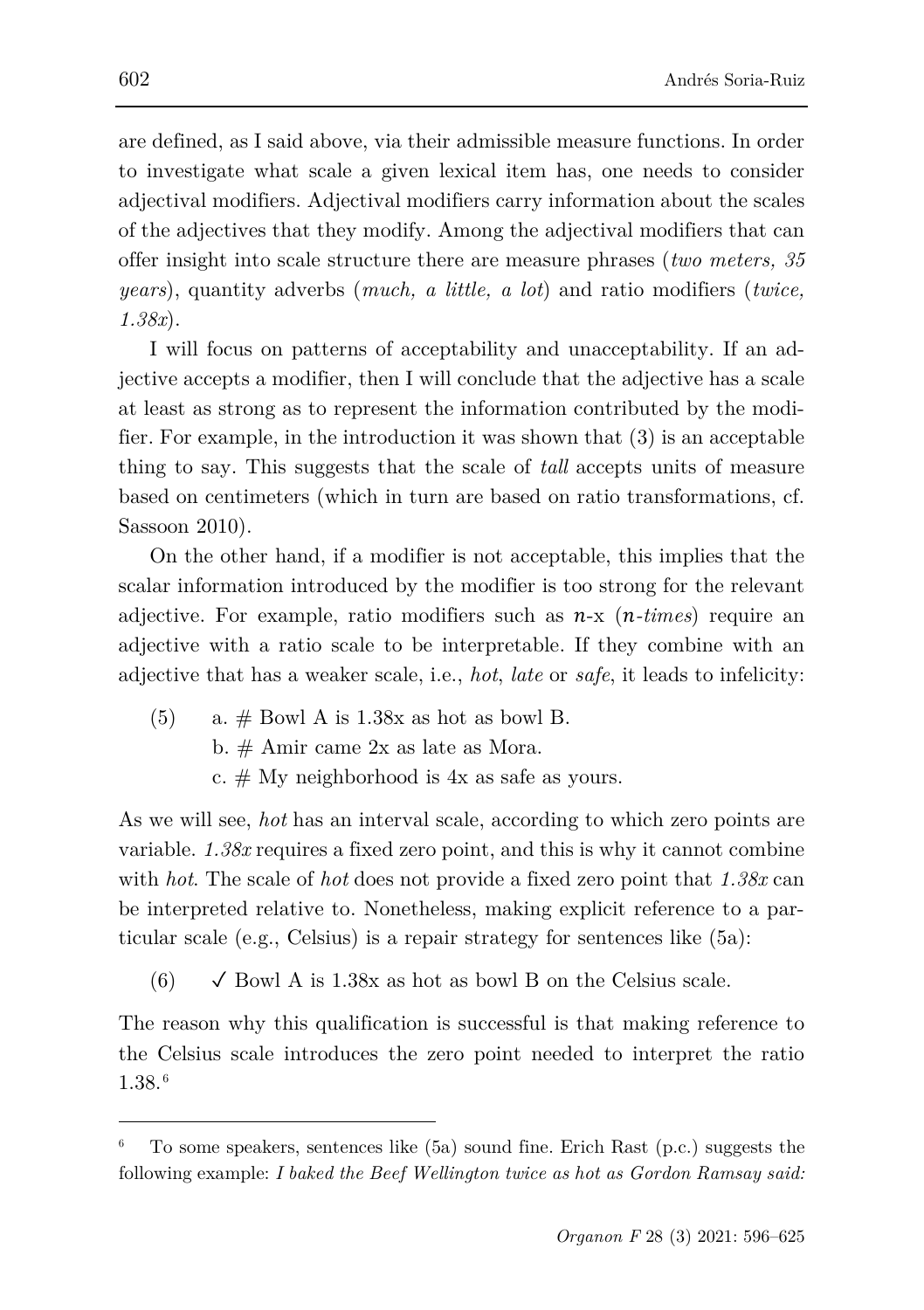are defined, as I said above, via their admissible measure functions. In order to investigate what scale a given lexical item has, one needs to consider adjectival modifiers. Adjectival modifiers carry information about the scales of the adjectives that they modify. Among the adjectival modifiers that can offer insight into scale structure there are measure phrases (*two meters, 35 years*), quantity adverbs (*much, a little, a lot*) and ratio modifiers (*twice, 1.38x*).

I will focus on patterns of acceptability and unacceptability. If an adjective accepts a modifier, then I will conclude that the adjective has a scale at least as strong as to represent the information contributed by the modifier. For example, in the introduction it was shown that (3) is an acceptable thing to say. This suggests that the scale of *tall* accepts units of measure based on centimeters (which in turn are based on ratio transformations, cf. Sassoon 2010).

On the other hand, if a modifier is not acceptable, this implies that the scalar information introduced by the modifier is too strong for the relevant adjective. For example, ratio modifiers such as $n$-x ($n$-*times*) require an adjective with a ratio scale to be interpretable. If they combine with an adjective that has a weaker scale, i.e., *hot*, *late* or *safe*, it leads to infelicity:

(5) a. # Bowl A is 1.38x as hot as bowl B.
b. # Amir came 2x as late as Mora.
c. # My neighborhood is 4x as safe as yours.

As we will see, *hot* has an interval scale, according to which zero points are variable. *1.38x* requires a fixed zero point, and this is why it cannot combine with *hot*. The scale of *hot* does not provide a fixed zero point that *1.38x* can be interpreted relative to. Nonetheless, making explicit reference to a particular scale (e.g., Celsius) is a repair strategy for sentences like (5a):

(6) ✓ Bowl A is 1.38x as hot as bowl B on the Celsius scale.

The reason why this qualification is successful is that making reference to the Celsius scale introduces the zero point needed to interpret the ratio 1.38.[6]

---

[6] To some speakers, sentences like (5a) sound fine. Erich Rast (p.c.) suggests the following example: *I baked the Beef Wellington twice as hot as Gordon Ramsay said:*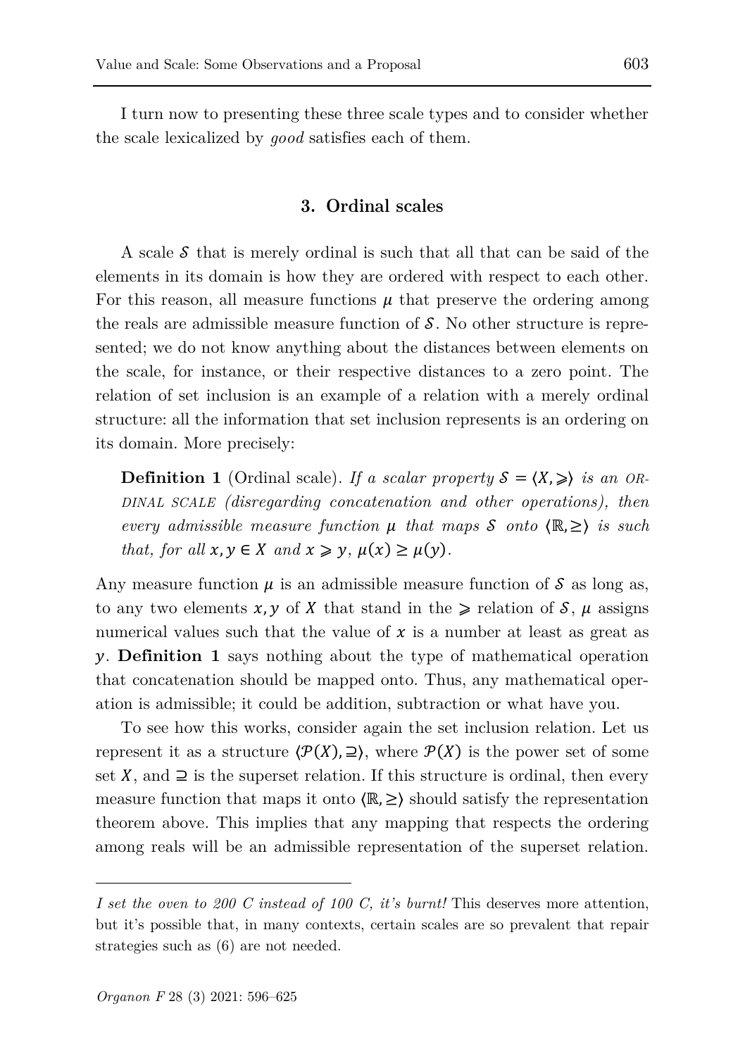I turn now to presenting these three scale types and to consider whether the scale lexicalized by *good* satisfies each of them.

## 3. Ordinal scales

A scale $\mathcal{S}$ that is merely ordinal is such that all that can be said of the elements in its domain is how they are ordered with respect to each other. For this reason, all measure functions $\mu$ that preserve the ordering among the reals are admissible measure function of $\mathcal{S}$. No other structure is represented; we do not know anything about the distances between elements on the scale, for instance, or their respective distances to a zero point. The relation of set inclusion is an example of a relation with a merely ordinal structure: all the information that set inclusion represents is an ordering on its domain. More precisely:

> **Definition 1** (Ordinal scale). *If a scalar property $\mathcal{S} = \langle X, \succcurlyeq \rangle$ is an* ORDINAL SCALE *(disregarding concatenation and other operations), then every admissible measure function $\mu$ that maps $\mathcal{S}$ onto $\langle \mathbb{R}, \geq \rangle$ is such that, for all $x, y \in X$ and $x \succcurlyeq y$, $\mu(x) \geq \mu(y)$.*

Any measure function $\mu$ is an admissible measure function of $\mathcal{S}$ as long as, to any two elements $x, y$ of $X$ that stand in the $\succcurlyeq$ relation of $\mathcal{S}$, $\mu$ assigns numerical values such that the value of $x$ is a number at least as great as $y$. **Definition 1** says nothing about the type of mathematical operation that concatenation should be mapped onto. Thus, any mathematical operation is admissible; it could be addition, subtraction or what have you.

To see how this works, consider again the set inclusion relation. Let us represent it as a structure $\langle \mathcal{P}(X), \supseteq \rangle$, where $\mathcal{P}(X)$ is the power set of some set $X$, and $\supseteq$ is the superset relation. If this structure is ordinal, then every measure function that maps it onto $\langle \mathbb{R}, \geq \rangle$ should satisfy the representation theorem above. This implies that any mapping that respects the ordering among reals will be an admissible representation of the superset relation.

---

*I set the oven to 200 C instead of 100 C, it's burnt!* This deserves more attention, but it's possible that, in many contexts, certain scales are so prevalent that repair strategies such as (6) are not needed.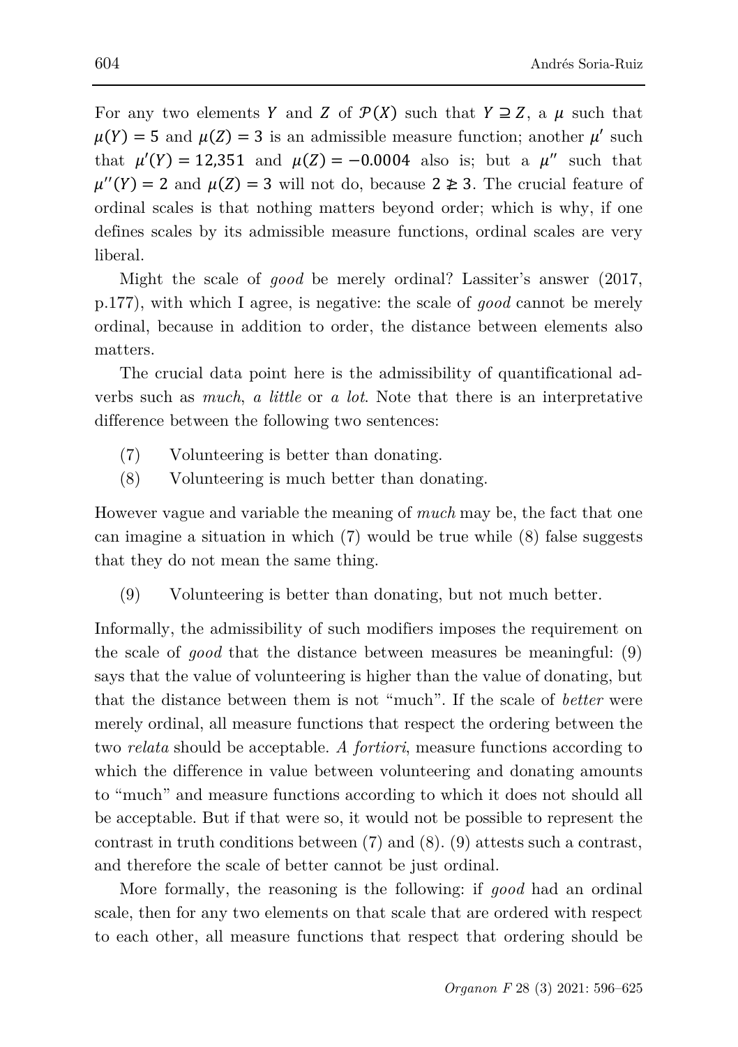For any two elements $Y$ and $Z$ of $\mathcal{P}(X)$ such that $Y \supseteq Z$, a $\mu$ such that $\mu(Y) = 5$ and $\mu(Z) = 3$ is an admissible measure function; another $\mu'$ such that $\mu'(Y) = 12{,}351$ and $\mu(Z) = -0.0004$ also is; but a $\mu''$ such that $\mu''(Y) = 2$ and $\mu(Z) = 3$ will not do, because $2 \ngeq 3$. The crucial feature of ordinal scales is that nothing matters beyond order; which is why, if one defines scales by its admissible measure functions, ordinal scales are very liberal.

Might the scale of *good* be merely ordinal? Lassiter's answer (2017, p.177), with which I agree, is negative: the scale of *good* cannot be merely ordinal, because in addition to order, the distance between elements also matters.

The crucial data point here is the admissibility of quantificational adverbs such as *much*, *a little* or *a lot*. Note that there is an interpretative difference between the following two sentences:

(7) Volunteering is better than donating.

(8) Volunteering is much better than donating.

However vague and variable the meaning of *much* may be, the fact that one can imagine a situation in which (7) would be true while (8) false suggests that they do not mean the same thing.

(9) Volunteering is better than donating, but not much better.

Informally, the admissibility of such modifiers imposes the requirement on the scale of *good* that the distance between measures be meaningful: (9) says that the value of volunteering is higher than the value of donating, but that the distance between them is not "much". If the scale of *better* were merely ordinal, all measure functions that respect the ordering between the two *relata* should be acceptable. *A fortiori*, measure functions according to which the difference in value between volunteering and donating amounts to "much" and measure functions according to which it does not should all be acceptable. But if that were so, it would not be possible to represent the contrast in truth conditions between (7) and (8). (9) attests such a contrast, and therefore the scale of better cannot be just ordinal.

More formally, the reasoning is the following: if *good* had an ordinal scale, then for any two elements on that scale that are ordered with respect to each other, all measure functions that respect that ordering should be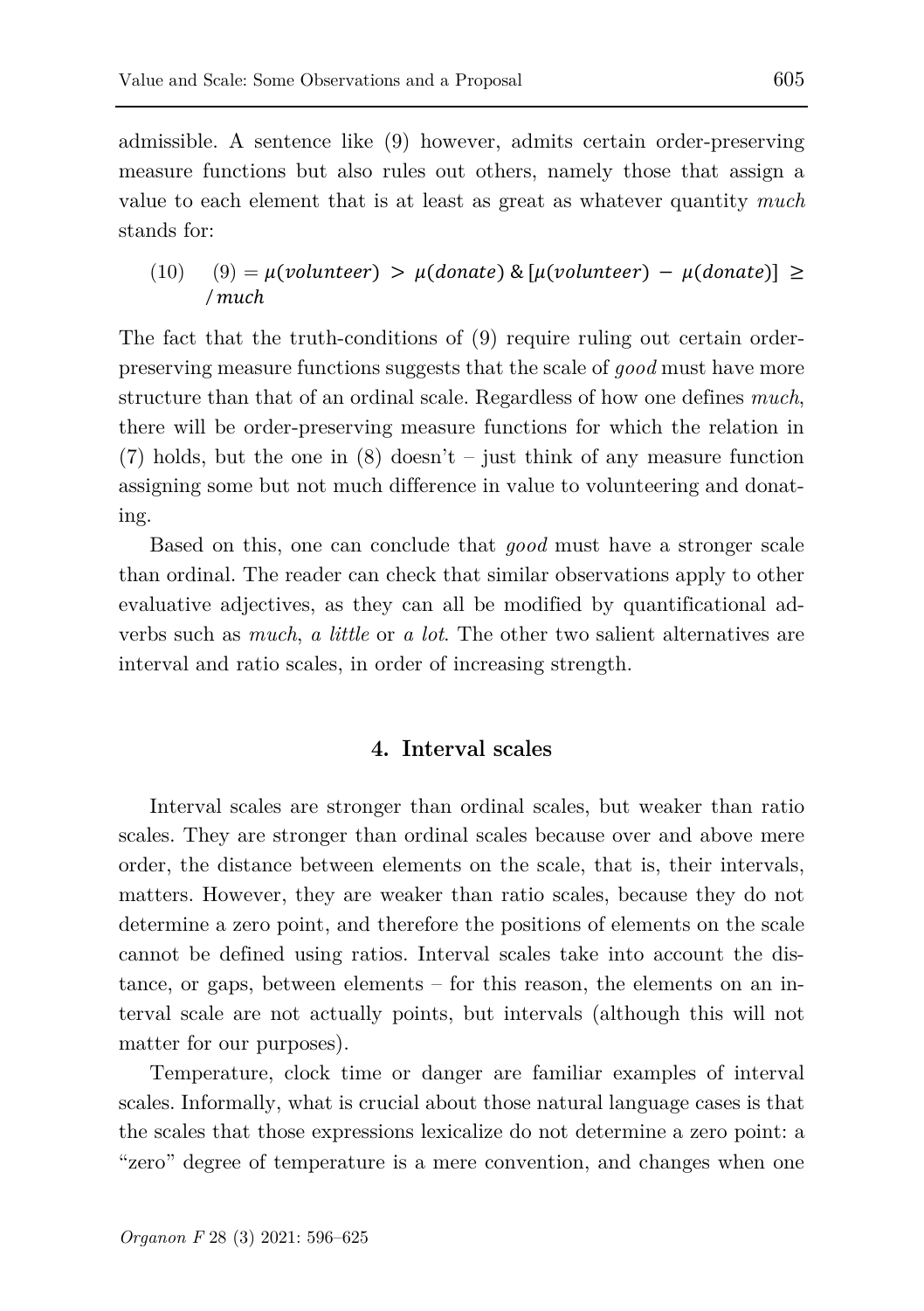admissible. A sentence like (9) however, admits certain order-preserving measure functions but also rules out others, namely those that assign a value to each element that is at least as great as whatever quantity *much* stands for:

(10) $(9) = \mu(volunteer) > \mu(donate) \,\&\, [\mu(volunteer) - \mu(donate)] \geq /much$

The fact that the truth-conditions of (9) require ruling out certain order-preserving measure functions suggests that the scale of *good* must have more structure than that of an ordinal scale. Regardless of how one defines *much*, there will be order-preserving measure functions for which the relation in (7) holds, but the one in (8) doesn't – just think of any measure function assigning some but not much difference in value to volunteering and donating.

Based on this, one can conclude that *good* must have a stronger scale than ordinal. The reader can check that similar observations apply to other evaluative adjectives, as they can all be modified by quantificational adverbs such as *much*, *a little* or *a lot*. The other two salient alternatives are interval and ratio scales, in order of increasing strength.

## 4. Interval scales

Interval scales are stronger than ordinal scales, but weaker than ratio scales. They are stronger than ordinal scales because over and above mere order, the distance between elements on the scale, that is, their intervals, matters. However, they are weaker than ratio scales, because they do not determine a zero point, and therefore the positions of elements on the scale cannot be defined using ratios. Interval scales take into account the distance, or gaps, between elements – for this reason, the elements on an interval scale are not actually points, but intervals (although this will not matter for our purposes).

Temperature, clock time or danger are familiar examples of interval scales. Informally, what is crucial about those natural language cases is that the scales that those expressions lexicalize do not determine a zero point: a "zero" degree of temperature is a mere convention, and changes when one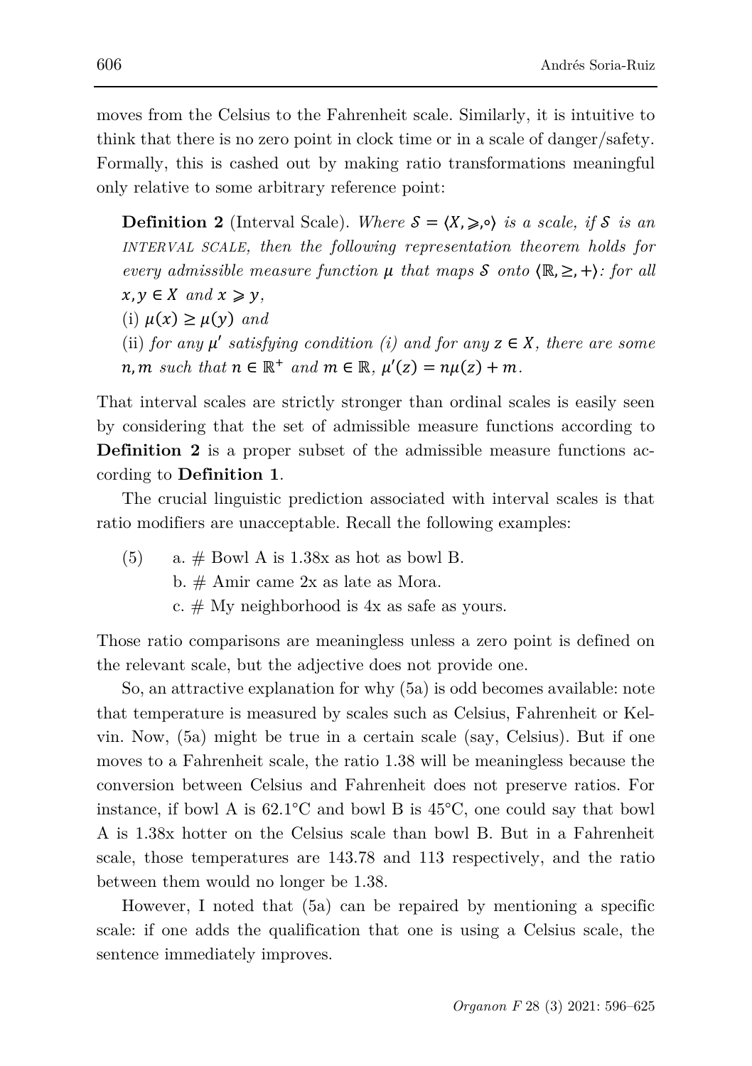moves from the Celsius to the Fahrenheit scale. Similarly, it is intuitive to think that there is no zero point in clock time or in a scale of danger/safety. Formally, this is cashed out by making ratio transformations meaningful only relative to some arbitrary reference point:

> **Definition 2** (Interval Scale). *Where $\mathcal{S} = \langle X, \succcurlyeq, \circ \rangle$ is a scale, if $\mathcal{S}$ is an* INTERVAL SCALE*, then the following representation theorem holds for every admissible measure function $\mu$ that maps $\mathcal{S}$ onto $\langle \mathbb{R}, \geq, + \rangle$: for all $x, y \in X$ and $x \succcurlyeq y$,*
>
> (i) *$\mu(x) \geq \mu(y)$ and*
>
> (ii) *for any $\mu'$ satisfying condition (i) and for any $z \in X$, there are some $n, m$ such that $n \in \mathbb{R}^+$ and $m \in \mathbb{R}$, $\mu'(z) = n\mu(z) + m$.*

That interval scales are strictly stronger than ordinal scales is easily seen by considering that the set of admissible measure functions according to **Definition 2** is a proper subset of the admissible measure functions according to **Definition 1**.

The crucial linguistic prediction associated with interval scales is that ratio modifiers are unacceptable. Recall the following examples:

(5) a. # Bowl A is 1.38x as hot as bowl B.
b. # Amir came 2x as late as Mora.
c. # My neighborhood is 4x as safe as yours.

Those ratio comparisons are meaningless unless a zero point is defined on the relevant scale, but the adjective does not provide one.

So, an attractive explanation for why (5a) is odd becomes available: note that temperature is measured by scales such as Celsius, Fahrenheit or Kelvin. Now, (5a) might be true in a certain scale (say, Celsius). But if one moves to a Fahrenheit scale, the ratio 1.38 will be meaningless because the conversion between Celsius and Fahrenheit does not preserve ratios. For instance, if bowl A is 62.1°C and bowl B is 45°C, one could say that bowl A is 1.38x hotter on the Celsius scale than bowl B. But in a Fahrenheit scale, those temperatures are 143.78 and 113 respectively, and the ratio between them would no longer be 1.38.

However, I noted that (5a) can be repaired by mentioning a specific scale: if one adds the qualification that one is using a Celsius scale, the sentence immediately improves.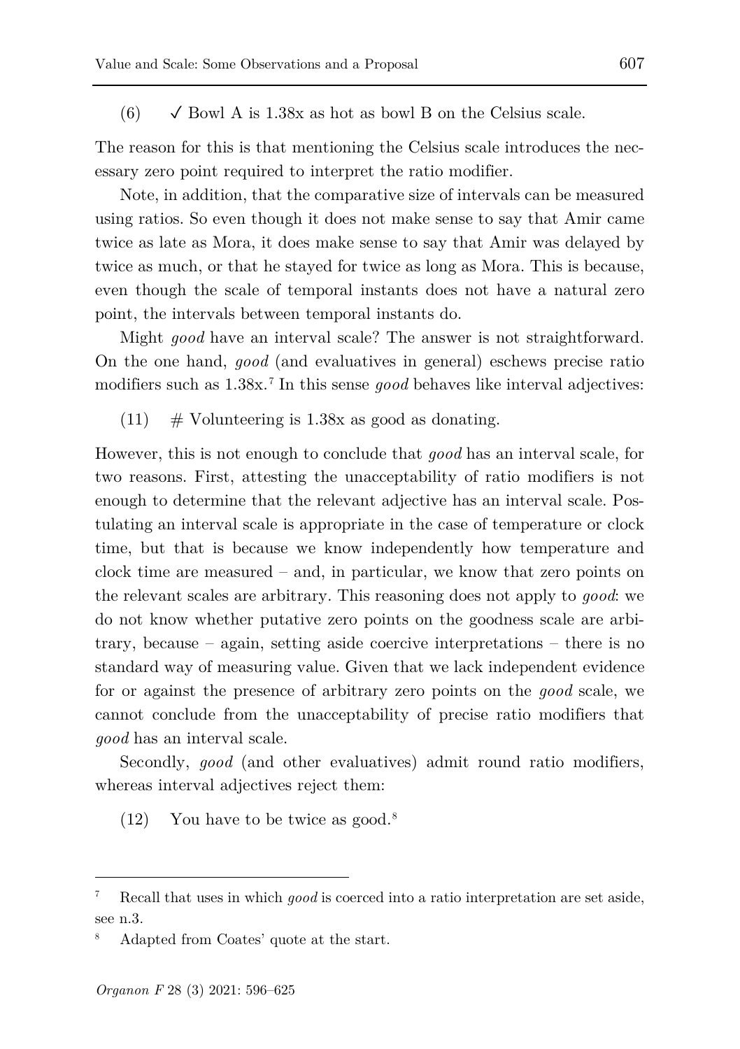(6) ✓ Bowl A is 1.38x as hot as bowl B on the Celsius scale.

The reason for this is that mentioning the Celsius scale introduces the necessary zero point required to interpret the ratio modifier.

Note, in addition, that the comparative size of intervals can be measured using ratios. So even though it does not make sense to say that Amir came twice as late as Mora, it does make sense to say that Amir was delayed by twice as much, or that he stayed for twice as long as Mora. This is because, even though the scale of temporal instants does not have a natural zero point, the intervals between temporal instants do.

Might *good* have an interval scale? The answer is not straightforward. On the one hand, *good* (and evaluatives in general) eschews precise ratio modifiers such as 1.38x.[7] In this sense *good* behaves like interval adjectives:

(11) # Volunteering is 1.38x as good as donating.

However, this is not enough to conclude that *good* has an interval scale, for two reasons. First, attesting the unacceptability of ratio modifiers is not enough to determine that the relevant adjective has an interval scale. Postulating an interval scale is appropriate in the case of temperature or clock time, but that is because we know independently how temperature and clock time are measured – and, in particular, we know that zero points on the relevant scales are arbitrary. This reasoning does not apply to *good*: we do not know whether putative zero points on the goodness scale are arbitrary, because – again, setting aside coercive interpretations – there is no standard way of measuring value. Given that we lack independent evidence for or against the presence of arbitrary zero points on the *good* scale, we cannot conclude from the unacceptability of precise ratio modifiers that *good* has an interval scale.

Secondly, *good* (and other evaluatives) admit round ratio modifiers, whereas interval adjectives reject them:

(12) You have to be twice as good.[8]

---

[7] Recall that uses in which *good* is coerced into a ratio interpretation are set aside, see n.3.

[8] Adapted from Coates' quote at the start.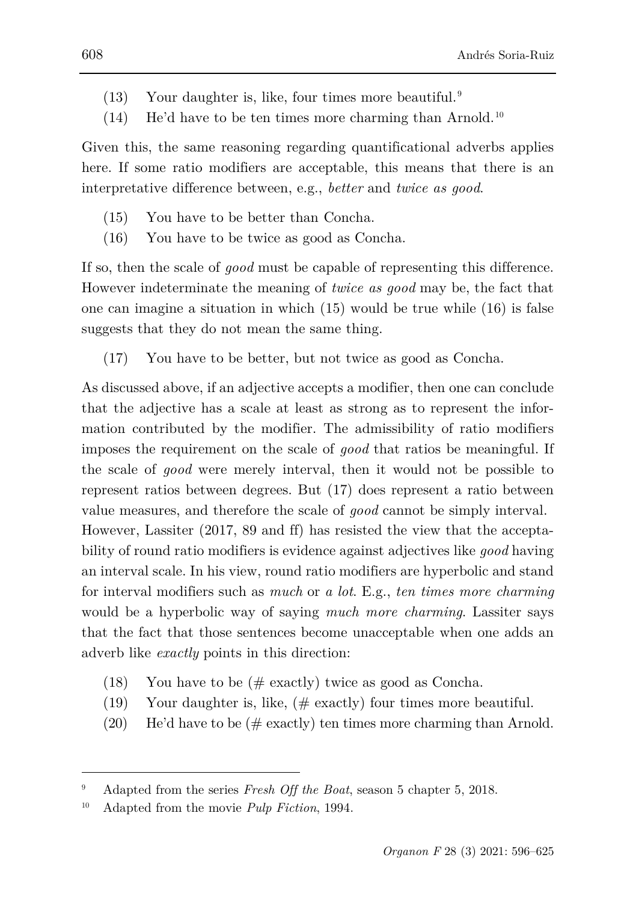(13) Your daughter is, like, four times more beautiful.[9]

(14) He'd have to be ten times more charming than Arnold.[10]

Given this, the same reasoning regarding quantificational adverbs applies here. If some ratio modifiers are acceptable, this means that there is an interpretative difference between, e.g., *better* and *twice as good*.

(15) You have to be better than Concha.

(16) You have to be twice as good as Concha.

If so, then the scale of *good* must be capable of representing this difference. However indeterminate the meaning of *twice as good* may be, the fact that one can imagine a situation in which (15) would be true while (16) is false suggests that they do not mean the same thing.

(17) You have to be better, but not twice as good as Concha.

As discussed above, if an adjective accepts a modifier, then one can conclude that the adjective has a scale at least as strong as to represent the information contributed by the modifier. The admissibility of ratio modifiers imposes the requirement on the scale of *good* that ratios be meaningful. If the scale of *good* were merely interval, then it would not be possible to represent ratios between degrees. But (17) does represent a ratio between value measures, and therefore the scale of *good* cannot be simply interval.

However, Lassiter (2017, 89 and ff) has resisted the view that the acceptability of round ratio modifiers is evidence against adjectives like *good* having an interval scale. In his view, round ratio modifiers are hyperbolic and stand for interval modifiers such as *much* or *a lot*. E.g., *ten times more charming* would be a hyperbolic way of saying *much more charming*. Lassiter says that the fact that those sentences become unacceptable when one adds an adverb like *exactly* points in this direction:

(18) You have to be (# exactly) twice as good as Concha.

(19) Your daughter is, like, (# exactly) four times more beautiful.

(20) He'd have to be (# exactly) ten times more charming than Arnold.

---

[9] Adapted from the series *Fresh Off the Boat*, season 5 chapter 5, 2018.

[10] Adapted from the movie *Pulp Fiction*, 1994.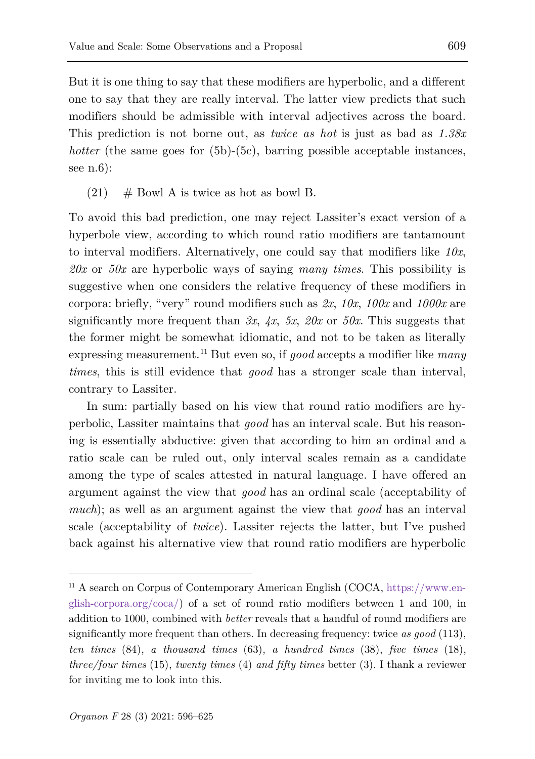But it is one thing to say that these modifiers are hyperbolic, and a different one to say that they are really interval. The latter view predicts that such modifiers should be admissible with interval adjectives across the board. This prediction is not borne out, as *twice as hot* is just as bad as *1.38x hotter* (the same goes for (5b)-(5c), barring possible acceptable instances, see n.6):

(21) # Bowl A is twice as hot as bowl B.

To avoid this bad prediction, one may reject Lassiter's exact version of a hyperbole view, according to which round ratio modifiers are tantamount to interval modifiers. Alternatively, one could say that modifiers like *10x*, *20x* or *50x* are hyperbolic ways of saying *many times*. This possibility is suggestive when one considers the relative frequency of these modifiers in corpora: briefly, "very" round modifiers such as *2x*, *10x*, *100x* and *1000x* are significantly more frequent than *3x*, *4x*, *5x*, *20x* or *50x*. This suggests that the former might be somewhat idiomatic, and not to be taken as literally expressing measurement.[11] But even so, if *good* accepts a modifier like *many times*, this is still evidence that *good* has a stronger scale than interval, contrary to Lassiter.

In sum: partially based on his view that round ratio modifiers are hyperbolic, Lassiter maintains that *good* has an interval scale. But his reasoning is essentially abductive: given that according to him an ordinal and a ratio scale can be ruled out, only interval scales remain as a candidate among the type of scales attested in natural language. I have offered an argument against the view that *good* has an ordinal scale (acceptability of *much*); as well as an argument against the view that *good* has an interval scale (acceptability of *twice*). Lassiter rejects the latter, but I've pushed back against his alternative view that round ratio modifiers are hyperbolic

[11] A search on Corpus of Contemporary American English (COCA, https://www.english-corpora.org/coca/) of a set of round ratio modifiers between 1 and 100, in addition to 1000, combined with *better* reveals that a handful of round modifiers are significantly more frequent than others. In decreasing frequency: twice *as good* (113), *ten times* (84), *a thousand times* (63), *a hundred times* (38), *five times* (18), *three/four times* (15), *twenty times* (4) *and fifty times* better (3). I thank a reviewer for inviting me to look into this.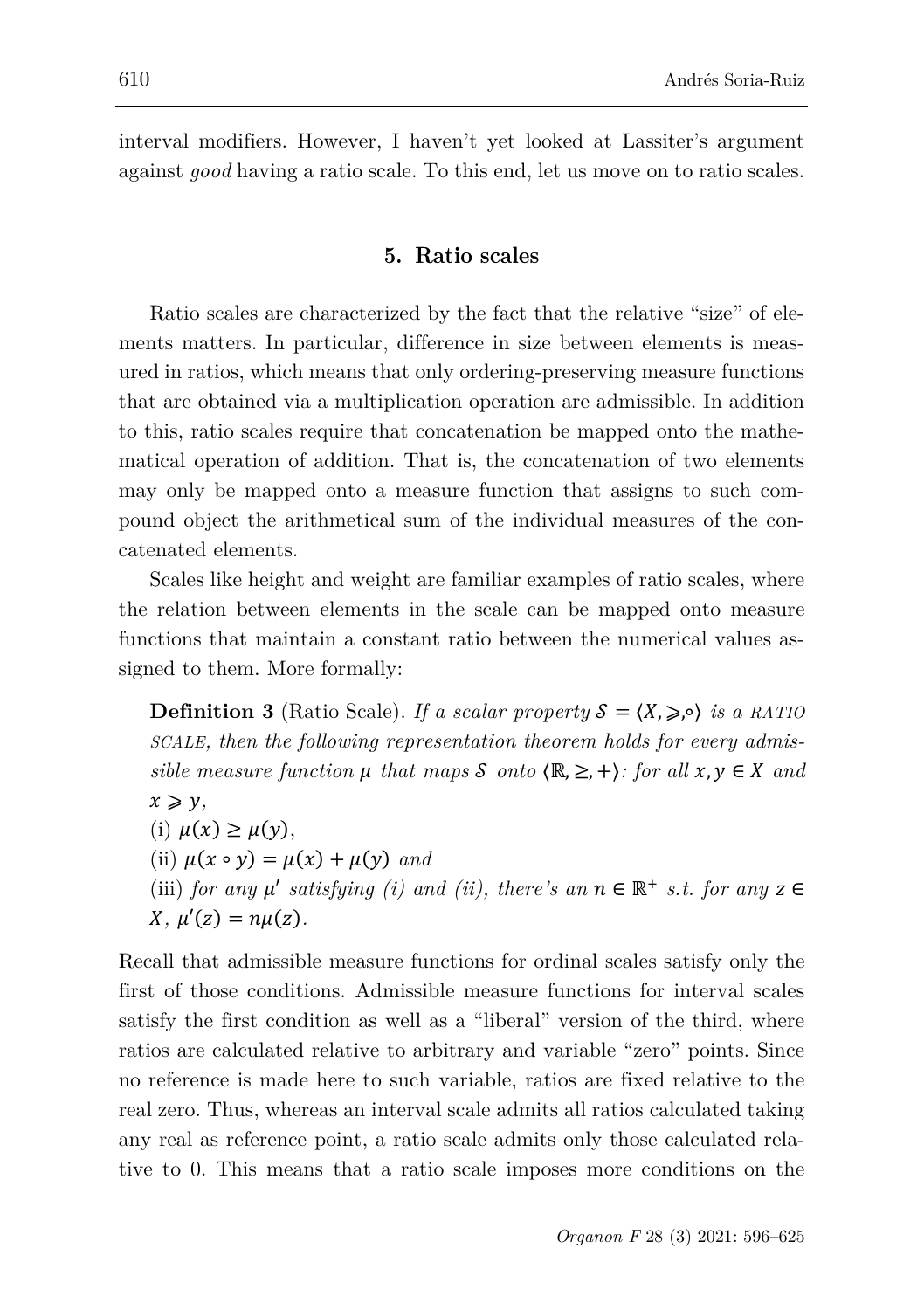interval modifiers. However, I haven't yet looked at Lassiter's argument against *good* having a ratio scale. To this end, let us move on to ratio scales.

## 5. Ratio scales

Ratio scales are characterized by the fact that the relative "size" of elements matters. In particular, difference in size between elements is measured in ratios, which means that only ordering-preserving measure functions that are obtained via a multiplication operation are admissible. In addition to this, ratio scales require that concatenation be mapped onto the mathematical operation of addition. That is, the concatenation of two elements may only be mapped onto a measure function that assigns to such compound object the arithmetical sum of the individual measures of the concatenated elements.

Scales like height and weight are familiar examples of ratio scales, where the relation between elements in the scale can be mapped onto measure functions that maintain a constant ratio between the numerical values assigned to them. More formally:

> **Definition 3** (Ratio Scale). *If a scalar property* $\mathcal{S} = \langle X, \succcurlyeq, \circ \rangle$ *is a* RATIO SCALE, *then the following representation theorem holds for every admissible measure function* $\mu$ *that maps* $\mathcal{S}$ *onto* $\langle \mathbb{R}, \geq, + \rangle$*: for all* $x, y \in X$ *and* $x \succcurlyeq y$,
>
> (i) $\mu(x) \geq \mu(y)$,
>
> (ii) $\mu(x \circ y) = \mu(x) + \mu(y)$ *and*
>
> (iii) *for any* $\mu'$ *satisfying (i) and (ii), there's an* $n \in \mathbb{R}^{+}$ *s.t. for any* $z \in X$, $\mu'(z) = n\mu(z)$.

Recall that admissible measure functions for ordinal scales satisfy only the first of those conditions. Admissible measure functions for interval scales satisfy the first condition as well as a "liberal" version of the third, where ratios are calculated relative to arbitrary and variable "zero" points. Since no reference is made here to such variable, ratios are fixed relative to the real zero. Thus, whereas an interval scale admits all ratios calculated taking any real as reference point, a ratio scale admits only those calculated relative to 0. This means that a ratio scale imposes more conditions on the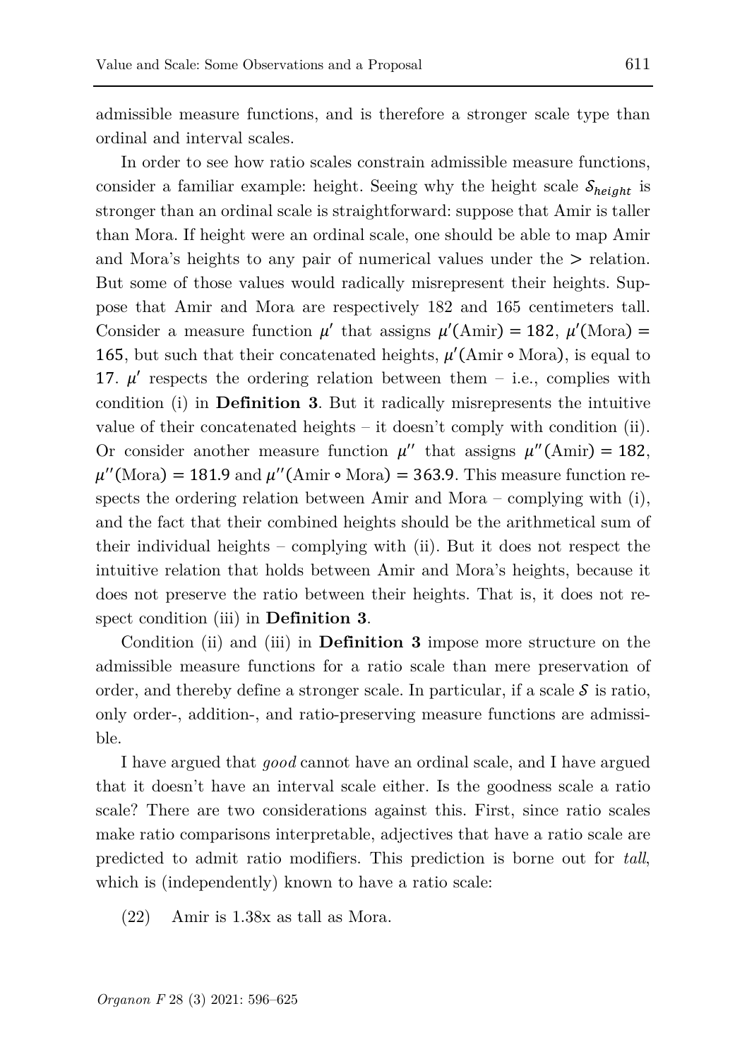admissible measure functions, and is therefore a stronger scale type than ordinal and interval scales.

In order to see how ratio scales constrain admissible measure functions, consider a familiar example: height. Seeing why the height scale $\mathcal{S}_{height}$ is stronger than an ordinal scale is straightforward: suppose that Amir is taller than Mora. If height were an ordinal scale, one should be able to map Amir and Mora's heights to any pair of numerical values under the $>$ relation. But some of those values would radically misrepresent their heights. Suppose that Amir and Mora are respectively 182 and 165 centimeters tall. Consider a measure function $\mu'$ that assigns $\mu'(\text{Amir}) = 182$, $\mu'(\text{Mora}) = 165$, but such that their concatenated heights, $\mu'(\text{Amir} \circ \text{Mora})$, is equal to $17$. $\mu'$ respects the ordering relation between them – i.e., complies with condition (i) in **Definition 3**. But it radically misrepresents the intuitive value of their concatenated heights – it doesn't comply with condition (ii). Or consider another measure function $\mu''$ that assigns $\mu''(\text{Amir}) = 182$, $\mu''(\text{Mora}) = 181.9$ and $\mu''(\text{Amir} \circ \text{Mora}) = 363.9$. This measure function respects the ordering relation between Amir and Mora – complying with (i), and the fact that their combined heights should be the arithmetical sum of their individual heights – complying with (ii). But it does not respect the intuitive relation that holds between Amir and Mora's heights, because it does not preserve the ratio between their heights. That is, it does not respect condition (iii) in **Definition 3**.

Condition (ii) and (iii) in **Definition 3** impose more structure on the admissible measure functions for a ratio scale than mere preservation of order, and thereby define a stronger scale. In particular, if a scale $\mathcal{S}$ is ratio, only order-, addition-, and ratio-preserving measure functions are admissible.

I have argued that *good* cannot have an ordinal scale, and I have argued that it doesn't have an interval scale either. Is the goodness scale a ratio scale? There are two considerations against this. First, since ratio scales make ratio comparisons interpretable, adjectives that have a ratio scale are predicted to admit ratio modifiers. This prediction is borne out for *tall*, which is (independently) known to have a ratio scale:

(22) Amir is 1.38x as tall as Mora.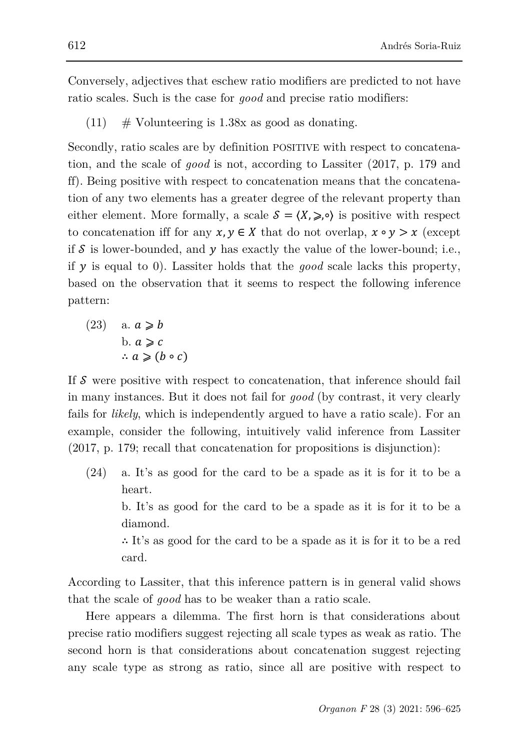Conversely, adjectives that eschew ratio modifiers are predicted to not have ratio scales. Such is the case for *good* and precise ratio modifiers:

(11) # Volunteering is 1.38x as good as donating.

Secondly, ratio scales are by definition POSITIVE with respect to concatenation, and the scale of *good* is not, according to Lassiter (2017, p. 179 and ff). Being positive with respect to concatenation means that the concatenation of any two elements has a greater degree of the relevant property than either element. More formally, a scale $\mathcal{S} = \langle X, \geqslant, \circ \rangle$ is positive with respect to concatenation iff for any $x, y \in X$ that do not overlap, $x \circ y > x$ (except if $\mathcal{S}$ is lower-bounded, and $y$ has exactly the value of the lower-bound; i.e., if $y$ is equal to 0). Lassiter holds that the *good* scale lacks this property, based on the observation that it seems to respect the following inference pattern:

(23) a. $a \geqslant b$
b. $a \geqslant c$
$\therefore a \geqslant (b \circ c)$

If $\mathcal{S}$ were positive with respect to concatenation, that inference should fail in many instances. But it does not fail for *good* (by contrast, it very clearly fails for *likely*, which is independently argued to have a ratio scale). For an example, consider the following, intuitively valid inference from Lassiter (2017, p. 179; recall that concatenation for propositions is disjunction):

(24) a. It's as good for the card to be a spade as it is for it to be a heart.
b. It's as good for the card to be a spade as it is for it to be a diamond.
∴ It's as good for the card to be a spade as it is for it to be a red card.

According to Lassiter, that this inference pattern is in general valid shows that the scale of *good* has to be weaker than a ratio scale.

Here appears a dilemma. The first horn is that considerations about precise ratio modifiers suggest rejecting all scale types as weak as ratio. The second horn is that considerations about concatenation suggest rejecting any scale type as strong as ratio, since all are positive with respect to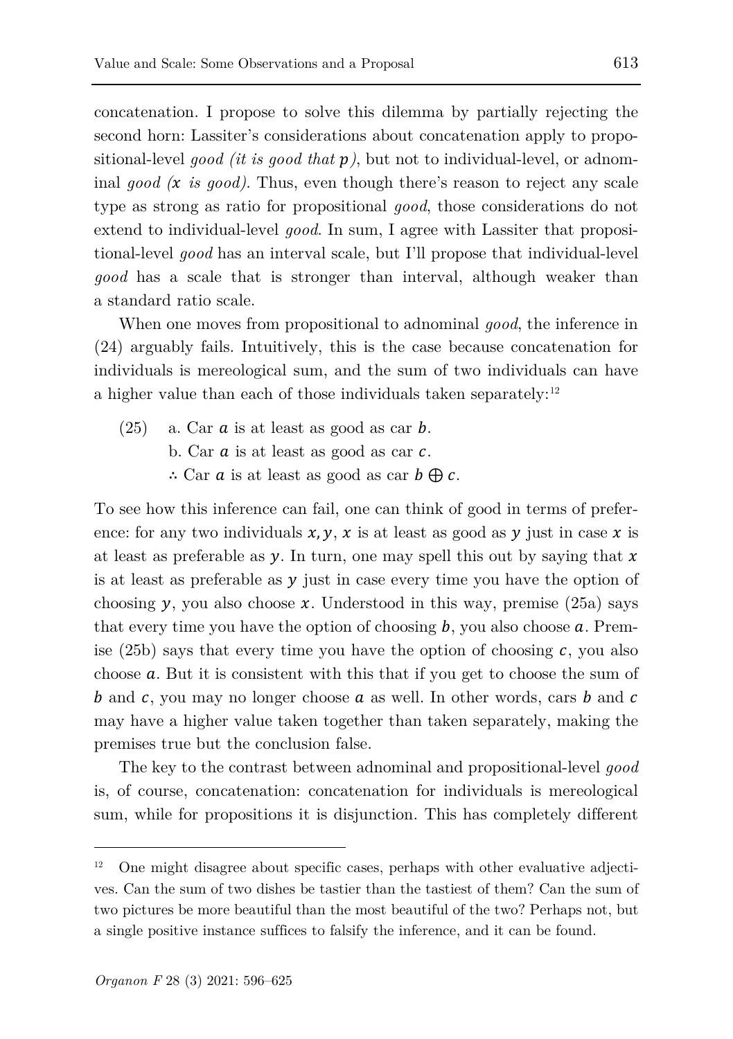concatenation. I propose to solve this dilemma by partially rejecting the second horn: Lassiter's considerations about concatenation apply to propositional-level *good (it is good that $p$)*, but not to individual-level, or adnominal *good ($x$ is good)*. Thus, even though there's reason to reject any scale type as strong as ratio for propositional *good*, those considerations do not extend to individual-level *good*. In sum, I agree with Lassiter that propositional-level *good* has an interval scale, but I'll propose that individual-level *good* has a scale that is stronger than interval, although weaker than a standard ratio scale.

When one moves from propositional to adnominal *good*, the inference in (24) arguably fails. Intuitively, this is the case because concatenation for individuals is mereological sum, and the sum of two individuals can have a higher value than each of those individuals taken separately:[12]

(25) a. Car $a$ is at least as good as car $b$.
b. Car $a$ is at least as good as car $c$.
∴ Car $a$ is at least as good as car $b \oplus c$.

To see how this inference can fail, one can think of good in terms of preference: for any two individuals $x, y$, $x$ is at least as good as $y$ just in case $x$ is at least as preferable as $y$. In turn, one may spell this out by saying that $x$ is at least as preferable as $y$ just in case every time you have the option of choosing $y$, you also choose $x$. Understood in this way, premise (25a) says that every time you have the option of choosing $b$, you also choose $a$. Premise (25b) says that every time you have the option of choosing $c$, you also choose $a$. But it is consistent with this that if you get to choose the sum of $b$ and $c$, you may no longer choose $a$ as well. In other words, cars $b$ and $c$ may have a higher value taken together than taken separately, making the premises true but the conclusion false.

The key to the contrast between adnominal and propositional-level *good* is, of course, concatenation: concatenation for individuals is mereological sum, while for propositions it is disjunction. This has completely different

[12] One might disagree about specific cases, perhaps with other evaluative adjectives. Can the sum of two dishes be tastier than the tastiest of them? Can the sum of two pictures be more beautiful than the most beautiful of the two? Perhaps not, but a single positive instance suffices to falsify the inference, and it can be found.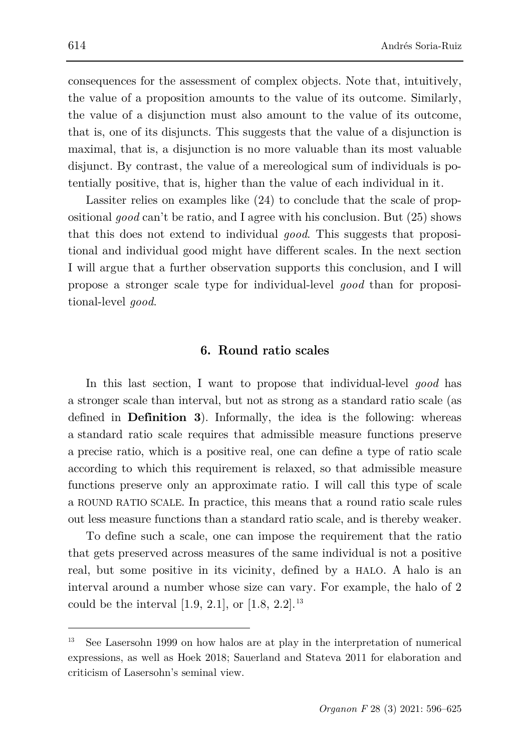consequences for the assessment of complex objects. Note that, intuitively, the value of a proposition amounts to the value of its outcome. Similarly, the value of a disjunction must also amount to the value of its outcome, that is, one of its disjuncts. This suggests that the value of a disjunction is maximal, that is, a disjunction is no more valuable than its most valuable disjunct. By contrast, the value of a mereological sum of individuals is potentially positive, that is, higher than the value of each individual in it.

Lassiter relies on examples like (24) to conclude that the scale of propositional *good* can't be ratio, and I agree with his conclusion. But (25) shows that this does not extend to individual *good*. This suggests that propositional and individual good might have different scales. In the next section I will argue that a further observation supports this conclusion, and I will propose a stronger scale type for individual-level *good* than for propositional-level *good*.

## 6. Round ratio scales

In this last section, I want to propose that individual-level *good* has a stronger scale than interval, but not as strong as a standard ratio scale (as defined in **Definition 3**). Informally, the idea is the following: whereas a standard ratio scale requires that admissible measure functions preserve a precise ratio, which is a positive real, one can define a type of ratio scale according to which this requirement is relaxed, so that admissible measure functions preserve only an approximate ratio. I will call this type of scale a ROUND RATIO SCALE. In practice, this means that a round ratio scale rules out less measure functions than a standard ratio scale, and is thereby weaker.

To define such a scale, one can impose the requirement that the ratio that gets preserved across measures of the same individual is not a positive real, but some positive in its vicinity, defined by a HALO. A halo is an interval around a number whose size can vary. For example, the halo of 2 could be the interval [1.9, 2.1], or [1.8, 2.2].[13]

---

[13] See Lasersohn 1999 on how halos are at play in the interpretation of numerical expressions, as well as Hoek 2018; Sauerland and Stateva 2011 for elaboration and criticism of Lasersohn's seminal view.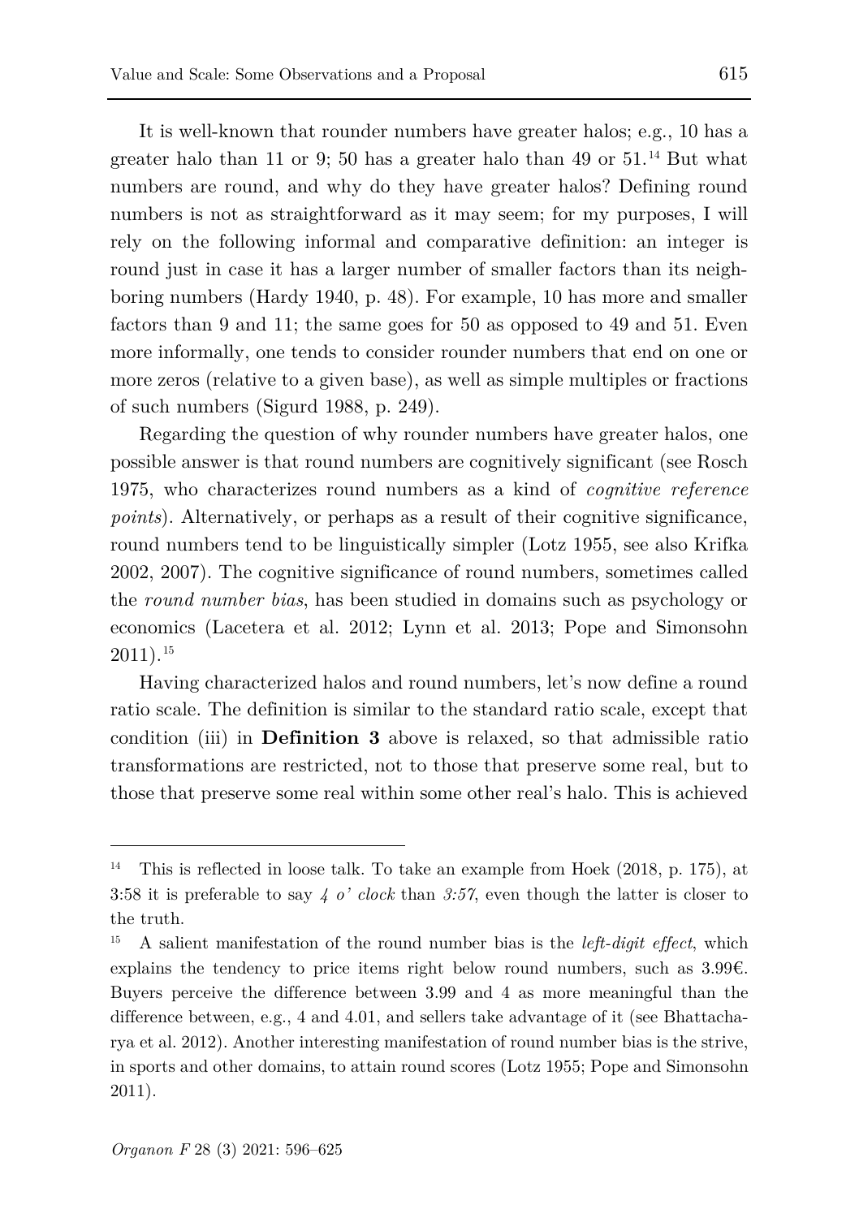It is well-known that rounder numbers have greater halos; e.g., 10 has a greater halo than 11 or 9; 50 has a greater halo than 49 or 51.[14] But what numbers are round, and why do they have greater halos? Defining round numbers is not as straightforward as it may seem; for my purposes, I will rely on the following informal and comparative definition: an integer is round just in case it has a larger number of smaller factors than its neighboring numbers (Hardy 1940, p. 48). For example, 10 has more and smaller factors than 9 and 11; the same goes for 50 as opposed to 49 and 51. Even more informally, one tends to consider rounder numbers that end on one or more zeros (relative to a given base), as well as simple multiples or fractions of such numbers (Sigurd 1988, p. 249).

Regarding the question of why rounder numbers have greater halos, one possible answer is that round numbers are cognitively significant (see Rosch 1975, who characterizes round numbers as a kind of *cognitive reference points*). Alternatively, or perhaps as a result of their cognitive significance, round numbers tend to be linguistically simpler (Lotz 1955, see also Krifka 2002, 2007). The cognitive significance of round numbers, sometimes called the *round number bias*, has been studied in domains such as psychology or economics (Lacetera et al. 2012; Lynn et al. 2013; Pope and Simonsohn 2011).[15]

Having characterized halos and round numbers, let's now define a round ratio scale. The definition is similar to the standard ratio scale, except that condition (iii) in **Definition 3** above is relaxed, so that admissible ratio transformations are restricted, not to those that preserve some real, but to those that preserve some real within some other real's halo. This is achieved

---

[14] This is reflected in loose talk. To take an example from Hoek (2018, p. 175), at 3:58 it is preferable to say *4 o' clock* than *3:57*, even though the latter is closer to the truth.

[15] A salient manifestation of the round number bias is the *left-digit effect*, which explains the tendency to price items right below round numbers, such as 3.99€. Buyers perceive the difference between 3.99 and 4 as more meaningful than the difference between, e.g., 4 and 4.01, and sellers take advantage of it (see Bhattacharya et al. 2012). Another interesting manifestation of round number bias is the strive, in sports and other domains, to attain round scores (Lotz 1955; Pope and Simonsohn 2011).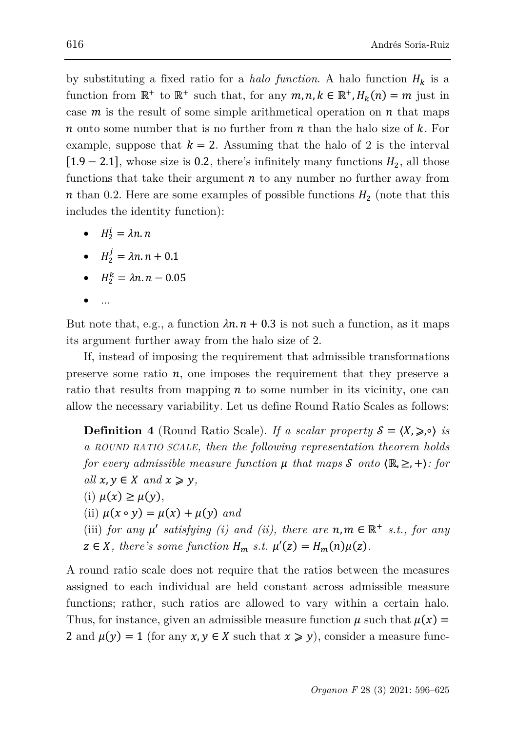by substituting a fixed ratio for a *halo function.* A halo function $H_k$ is a function from $\mathbb{R}^+$ to $\mathbb{R}^+$ such that, for any $m, n, k \in \mathbb{R}^+, H_k(n) = m$ just in case $m$ is the result of some simple arithmetical operation on $n$ that maps $n$ onto some number that is no further from $n$ than the halo size of $k$. For example, suppose that $k = 2$. Assuming that the halo of 2 is the interval $[1.9 - 2.1]$, whose size is $0.2$, there's infinitely many functions $H_2$, all those functions that take their argument $n$ to any number no further away from $n$ than 0.2. Here are some examples of possible functions $H_2$ (note that this includes the identity function):

- $H_2^i = \lambda n. n$
- $H_2^j = \lambda n. n + 0.1$
- $H_2^k = \lambda n. n - 0.05$
- ...

But note that, e.g., a function $\lambda n. n + 0.3$ is not such a function, as it maps its argument further away from the halo size of 2.

If, instead of imposing the requirement that admissible transformations preserve some ratio $n$, one imposes the requirement that they preserve a ratio that results from mapping $n$ to some number in its vicinity, one can allow the necessary variability. Let us define Round Ratio Scales as follows:

**Definition 4** (Round Ratio Scale). *If a scalar property $\mathcal{S} = \langle X, \geqslant, \circ \rangle$ is a ROUND RATIO SCALE, then the following representation theorem holds for every admissible measure function $\mu$ that maps $\mathcal{S}$ onto $\langle \mathbb{R}, \geq, + \rangle$: for all $x, y \in X$ and $x \geqslant y$,*
(i) $\mu(x) \geq \mu(y)$,
(ii) $\mu(x \circ y) = \mu(x) + \mu(y)$ *and*
(iii) *for any $\mu'$ satisfying (i) and (ii), there are $n, m \in \mathbb{R}^+$ s.t., for any $z \in X$, there's some function $H_m$ s.t. $\mu'(z) = H_m(n)\mu(z)$.*

A round ratio scale does not require that the ratios between the measures assigned to each individual are held constant across admissible measure functions; rather, such ratios are allowed to vary within a certain halo. Thus, for instance, given an admissible measure function $\mu$ such that $\mu(x) = 2$ and $\mu(y) = 1$ (for any $x, y \in X$ such that $x \geqslant y$), consider a measure func-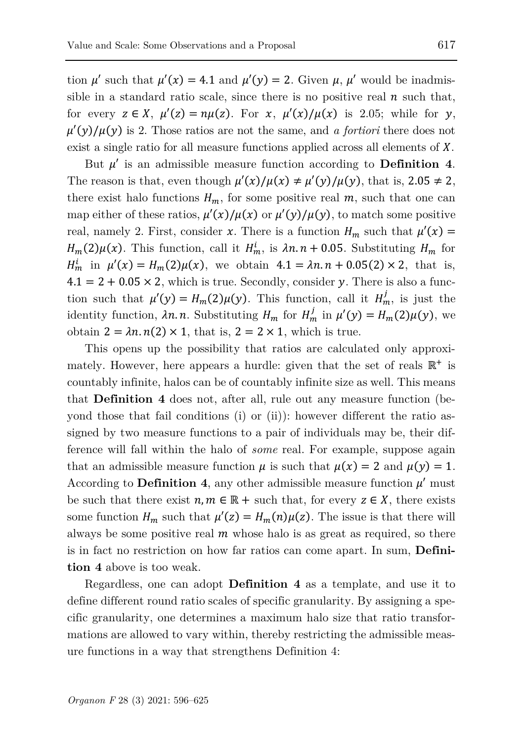tion $\mu'$ such that $\mu'(x) = 4.1$ and $\mu'(y) = 2$. Given $\mu$, $\mu'$ would be inadmissible in a standard ratio scale, since there is no positive real $n$ such that, for every $z \in X$, $\mu'(z) = n\mu(z)$. For $x$, $\mu'(x)/\mu(x)$ is 2.05; while for $y$, $\mu'(y)/\mu(y)$ is 2. Those ratios are not the same, and *a fortiori* there does not exist a single ratio for all measure functions applied across all elements of $X$.

But $\mu'$ is an admissible measure function according to **Definition 4**. The reason is that, even though $\mu'(x)/\mu(x) \neq \mu'(y)/\mu(y)$, that is, $2.05 \neq 2$, there exist halo functions $H_m$, for some positive real $m$, such that one can map either of these ratios, $\mu'(x)/\mu(x)$ or $\mu'(y)/\mu(y)$, to match some positive real, namely 2. First, consider $x$. There is a function $H_m$ such that $\mu'(x) = H_m(2)\mu(x)$. This function, call it $H_m^i$, is $\lambda n.n + 0.05$. Substituting $H_m$ for $H_m^i$ in $\mu'(x) = H_m(2)\mu(x)$, we obtain $4.1 = \lambda n.n + 0.05(2) \times 2$, that is, $4.1 = 2 + 0.05 \times 2$, which is true. Secondly, consider $y$. There is also a function such that $\mu'(y) = H_m(2)\mu(y)$. This function, call it $H_m^j$, is just the identity function, $\lambda n.n$. Substituting $H_m$ for $H_m^j$ in $\mu'(y) = H_m(2)\mu(y)$, we obtain $2 = \lambda n.n(2) \times 1$, that is, $2 = 2 \times 1$, which is true.

This opens up the possibility that ratios are calculated only approximately. However, here appears a hurdle: given that the set of reals $\mathbb{R}^+$ is countably infinite, halos can be of countably infinite size as well. This means that **Definition 4** does not, after all, rule out any measure function (beyond those that fail conditions (i) or (ii)): however different the ratio assigned by two measure functions to a pair of individuals may be, their difference will fall within the halo of *some* real. For example, suppose again that an admissible measure function $\mu$ is such that $\mu(x) = 2$ and $\mu(y) = 1$. According to **Definition 4**, any other admissible measure function $\mu'$ must be such that there exist $n, m \in \mathbb{R}+$ such that, for every $z \in X$, there exists some function $H_m$ such that $\mu'(z) = H_m(n)\mu(z)$. The issue is that there will always be some positive real $m$ whose halo is as great as required, so there is in fact no restriction on how far ratios can come apart. In sum, **Definition 4** above is too weak.

Regardless, one can adopt **Definition 4** as a template, and use it to define different round ratio scales of specific granularity. By assigning a specific granularity, one determines a maximum halo size that ratio transformations are allowed to vary within, thereby restricting the admissible measure functions in a way that strengthens Definition 4: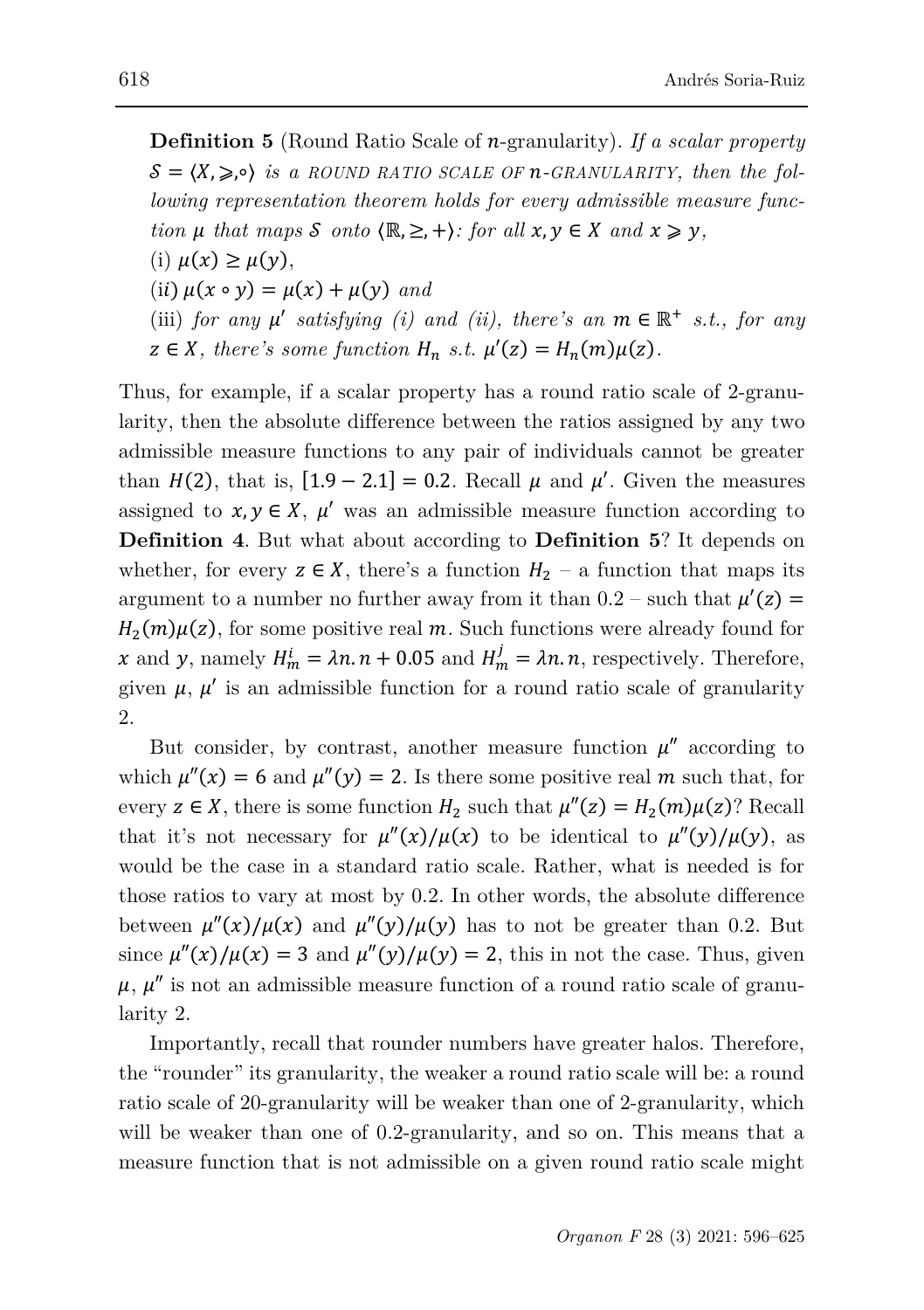**Definition 5** (Round Ratio Scale of $n$-granularity). *If a scalar property $\mathcal{S} = \langle X, \succcurlyeq, \circ \rangle$ is a* ROUND RATIO SCALE OF $n$-GRANULARITY*, then the following representation theorem holds for every admissible measure function $\mu$ that maps $\mathcal{S}$ onto $\langle \mathbb{R}, \geq, + \rangle$: for all $x, y \in X$ and $x \succcurlyeq y$,*

(i) $\mu(x) \geq \mu(y)$,

(ii) $\mu(x \circ y) = \mu(x) + \mu(y)$ *and*

(iii) *for any $\mu'$ satisfying (i) and (ii), there's an $m \in \mathbb{R}^+$ s.t., for any $z \in X$, there's some function $H_n$ s.t. $\mu'(z) = H_n(m)\mu(z)$.*

Thus, for example, if a scalar property has a round ratio scale of 2-granularity, then the absolute difference between the ratios assigned by any two admissible measure functions to any pair of individuals cannot be greater than $H(2)$, that is, $[1.9 - 2.1] = 0.2$. Recall $\mu$ and $\mu'$. Given the measures assigned to $x, y \in X$, $\mu'$ was an admissible measure function according to **Definition 4**. But what about according to **Definition 5**? It depends on whether, for every $z \in X$, there's a function $H_2$ – a function that maps its argument to a number no further away from it than 0.2 – such that $\mu'(z) = H_2(m)\mu(z)$, for some positive real $m$. Such functions were already found for $x$ and $y$, namely $H_m^i = \lambda n. n + 0.05$ and $H_m^j = \lambda n. n$, respectively. Therefore, given $\mu$, $\mu'$ is an admissible function for a round ratio scale of granularity 2.

But consider, by contrast, another measure function $\mu''$ according to which $\mu''(x) = 6$ and $\mu''(y) = 2$. Is there some positive real $m$ such that, for every $z \in X$, there is some function $H_2$ such that $\mu''(z) = H_2(m)\mu(z)$? Recall that it's not necessary for $\mu''(x)/\mu(x)$ to be identical to $\mu''(y)/\mu(y)$, as would be the case in a standard ratio scale. Rather, what is needed is for those ratios to vary at most by 0.2. In other words, the absolute difference between $\mu''(x)/\mu(x)$ and $\mu''(y)/\mu(y)$ has to not be greater than 0.2. But since $\mu''(x)/\mu(x) = 3$ and $\mu''(y)/\mu(y) = 2$, this in not the case. Thus, given $\mu$, $\mu''$ is not an admissible measure function of a round ratio scale of granularity 2.

Importantly, recall that rounder numbers have greater halos. Therefore, the "rounder" its granularity, the weaker a round ratio scale will be: a round ratio scale of 20-granularity will be weaker than one of 2-granularity, which will be weaker than one of 0.2-granularity, and so on. This means that a measure function that is not admissible on a given round ratio scale might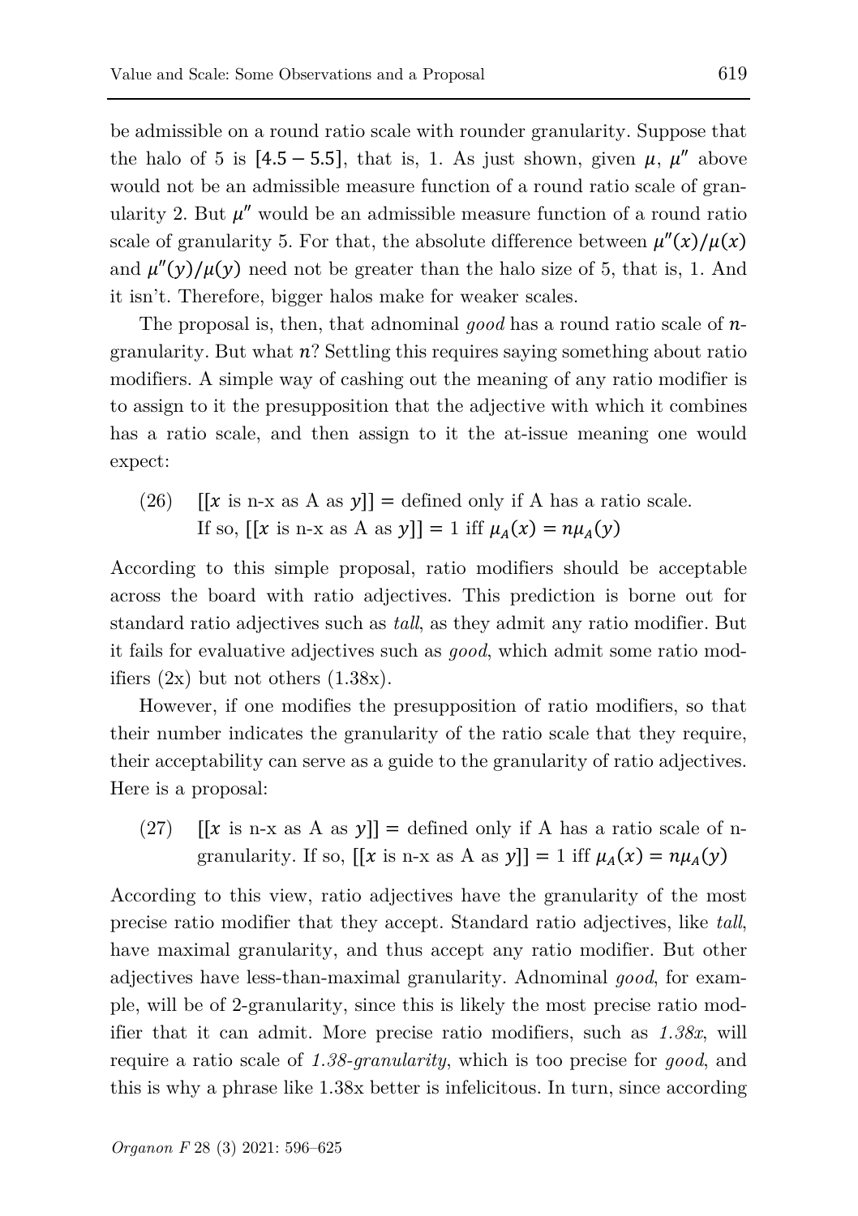be admissible on a round ratio scale with rounder granularity. Suppose that the halo of 5 is $[4.5 - 5.5]$, that is, 1. As just shown, given $\mu$, $\mu''$ above would not be an admissible measure function of a round ratio scale of granularity 2. But $\mu''$ would be an admissible measure function of a round ratio scale of granularity 5. For that, the absolute difference between $\mu''(x)/\mu(x)$ and $\mu''(y)/\mu(y)$ need not be greater than the halo size of 5, that is, 1. And it isn't. Therefore, bigger halos make for weaker scales.

The proposal is, then, that adnominal *good* has a round ratio scale of $n$-granularity. But what $n$? Settling this requires saying something about ratio modifiers. A simple way of cashing out the meaning of any ratio modifier is to assign to it the presupposition that the adjective with which it combines has a ratio scale, and then assign to it the at-issue meaning one would expect:

(26) $[[x$ is n-x as A as $y]]$ = defined only if A has a ratio scale.
If so, $[[x$ is n-x as A as $y]] = 1$ iff $\mu_A(x) = n\mu_A(y)$

According to this simple proposal, ratio modifiers should be acceptable across the board with ratio adjectives. This prediction is borne out for standard ratio adjectives such as *tall*, as they admit any ratio modifier. But it fails for evaluative adjectives such as *good*, which admit some ratio modifiers (2x) but not others (1.38x).

However, if one modifies the presupposition of ratio modifiers, so that their number indicates the granularity of the ratio scale that they require, their acceptability can serve as a guide to the granularity of ratio adjectives. Here is a proposal:

(27) $[[x$ is n-x as A as $y]]$ = defined only if A has a ratio scale of n-granularity. If so, $[[x$ is n-x as A as $y]] = 1$ iff $\mu_A(x) = n\mu_A(y)$

According to this view, ratio adjectives have the granularity of the most precise ratio modifier that they accept. Standard ratio adjectives, like *tall*, have maximal granularity, and thus accept any ratio modifier. But other adjectives have less-than-maximal granularity. Adnominal *good*, for example, will be of 2-granularity, since this is likely the most precise ratio modifier that it can admit. More precise ratio modifiers, such as *1.38x*, will require a ratio scale of *1.38-granularity*, which is too precise for *good*, and this is why a phrase like 1.38x better is infelicitous. In turn, since according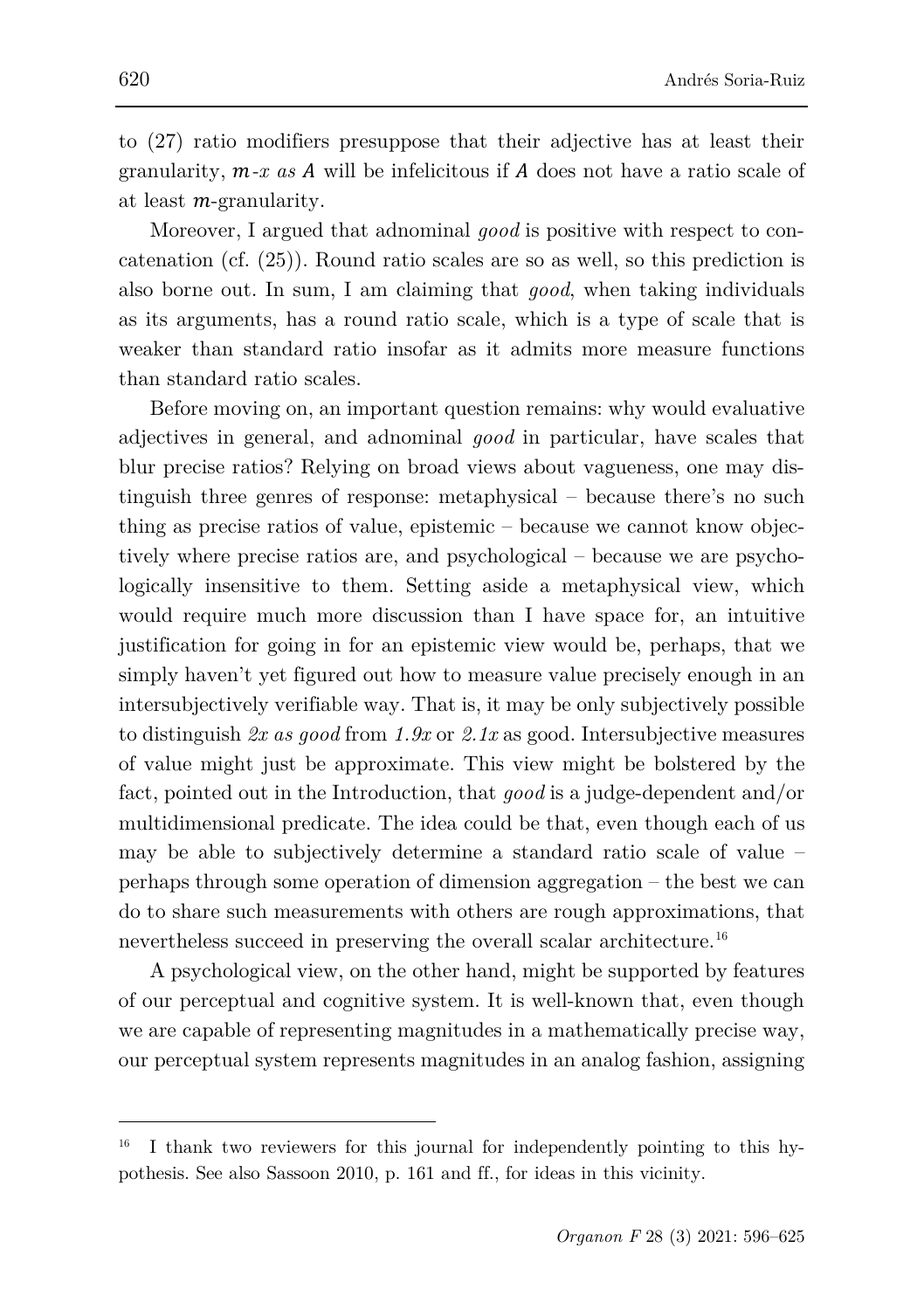to (27) ratio modifiers presuppose that their adjective has at least their granularity, $m$-*x as* $A$ will be infelicitous if $A$ does not have a ratio scale of at least $m$-granularity.

Moreover, I argued that adnominal *good* is positive with respect to concatenation (cf. (25)). Round ratio scales are so as well, so this prediction is also borne out. In sum, I am claiming that *good*, when taking individuals as its arguments, has a round ratio scale, which is a type of scale that is weaker than standard ratio insofar as it admits more measure functions than standard ratio scales.

Before moving on, an important question remains: why would evaluative adjectives in general, and adnominal *good* in particular, have scales that blur precise ratios? Relying on broad views about vagueness, one may distinguish three genres of response: metaphysical – because there's no such thing as precise ratios of value, epistemic – because we cannot know objectively where precise ratios are, and psychological – because we are psychologically insensitive to them. Setting aside a metaphysical view, which would require much more discussion than I have space for, an intuitive justification for going in for an epistemic view would be, perhaps, that we simply haven't yet figured out how to measure value precisely enough in an intersubjectively verifiable way. That is, it may be only subjectively possible to distinguish *2x as good* from *1.9x* or *2.1x* as good. Intersubjective measures of value might just be approximate. This view might be bolstered by the fact, pointed out in the Introduction, that *good* is a judge-dependent and/or multidimensional predicate. The idea could be that, even though each of us may be able to subjectively determine a standard ratio scale of value – perhaps through some operation of dimension aggregation – the best we can do to share such measurements with others are rough approximations, that nevertheless succeed in preserving the overall scalar architecture.[16]

A psychological view, on the other hand, might be supported by features of our perceptual and cognitive system. It is well-known that, even though we are capable of representing magnitudes in a mathematically precise way, our perceptual system represents magnitudes in an analog fashion, assigning

---

[16] I thank two reviewers for this journal for independently pointing to this hypothesis. See also Sassoon 2010, p. 161 and ff., for ideas in this vicinity.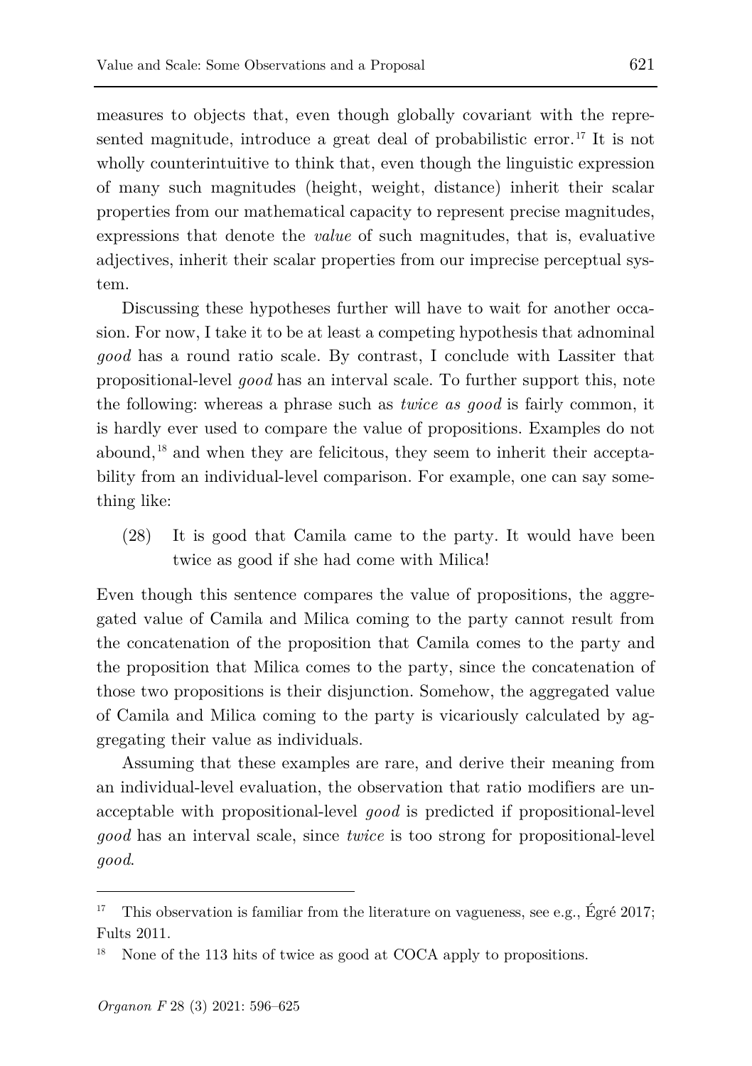measures to objects that, even though globally covariant with the represented magnitude, introduce a great deal of probabilistic error.[17] It is not wholly counterintuitive to think that, even though the linguistic expression of many such magnitudes (height, weight, distance) inherit their scalar properties from our mathematical capacity to represent precise magnitudes, expressions that denote the *value* of such magnitudes, that is, evaluative adjectives, inherit their scalar properties from our imprecise perceptual system.

Discussing these hypotheses further will have to wait for another occasion. For now, I take it to be at least a competing hypothesis that adnominal *good* has a round ratio scale. By contrast, I conclude with Lassiter that propositional-level *good* has an interval scale. To further support this, note the following: whereas a phrase such as *twice as good* is fairly common, it is hardly ever used to compare the value of propositions. Examples do not abound,[18] and when they are felicitous, they seem to inherit their acceptability from an individual-level comparison. For example, one can say something like:

(28) It is good that Camila came to the party. It would have been twice as good if she had come with Milica!

Even though this sentence compares the value of propositions, the aggregated value of Camila and Milica coming to the party cannot result from the concatenation of the proposition that Camila comes to the party and the proposition that Milica comes to the party, since the concatenation of those two propositions is their disjunction. Somehow, the aggregated value of Camila and Milica coming to the party is vicariously calculated by aggregating their value as individuals.

Assuming that these examples are rare, and derive their meaning from an individual-level evaluation, the observation that ratio modifiers are unacceptable with propositional-level *good* is predicted if propositional-level *good* has an interval scale, since *twice* is too strong for propositional-level *good*.

---

[17] This observation is familiar from the literature on vagueness, see e.g., Égré 2017; Fults 2011.

[18] None of the 113 hits of twice as good at COCA apply to propositions.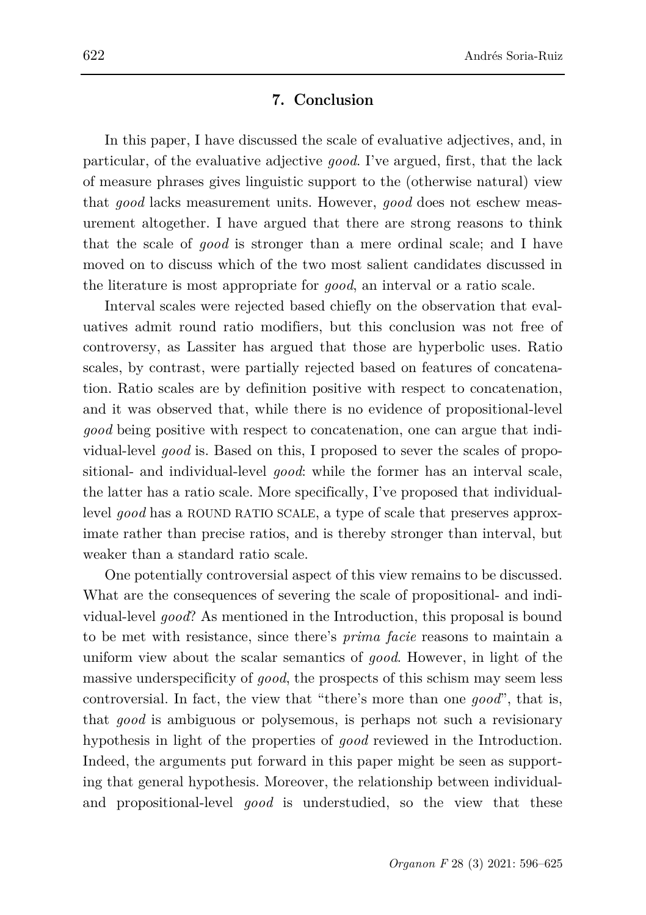## 7. Conclusion

In this paper, I have discussed the scale of evaluative adjectives, and, in particular, of the evaluative adjective *good*. I've argued, first, that the lack of measure phrases gives linguistic support to the (otherwise natural) view that *good* lacks measurement units. However, *good* does not eschew measurement altogether. I have argued that there are strong reasons to think that the scale of *good* is stronger than a mere ordinal scale; and I have moved on to discuss which of the two most salient candidates discussed in the literature is most appropriate for *good*, an interval or a ratio scale.

Interval scales were rejected based chiefly on the observation that evaluatives admit round ratio modifiers, but this conclusion was not free of controversy, as Lassiter has argued that those are hyperbolic uses. Ratio scales, by contrast, were partially rejected based on features of concatenation. Ratio scales are by definition positive with respect to concatenation, and it was observed that, while there is no evidence of propositional-level *good* being positive with respect to concatenation, one can argue that individual-level *good* is. Based on this, I proposed to sever the scales of propositional- and individual-level *good*: while the former has an interval scale, the latter has a ratio scale. More specifically, I've proposed that individual-level *good* has a ROUND RATIO SCALE, a type of scale that preserves approximate rather than precise ratios, and is thereby stronger than interval, but weaker than a standard ratio scale.

One potentially controversial aspect of this view remains to be discussed. What are the consequences of severing the scale of propositional- and individual-level *good*? As mentioned in the Introduction, this proposal is bound to be met with resistance, since there's *prima facie* reasons to maintain a uniform view about the scalar semantics of *good*. However, in light of the massive underspecificity of *good*, the prospects of this schism may seem less controversial. In fact, the view that "there's more than one *good*", that is, that *good* is ambiguous or polysemous, is perhaps not such a revisionary hypothesis in light of the properties of *good* reviewed in the Introduction. Indeed, the arguments put forward in this paper might be seen as supporting that general hypothesis. Moreover, the relationship between individual- and propositional-level *good* is understudied, so the view that these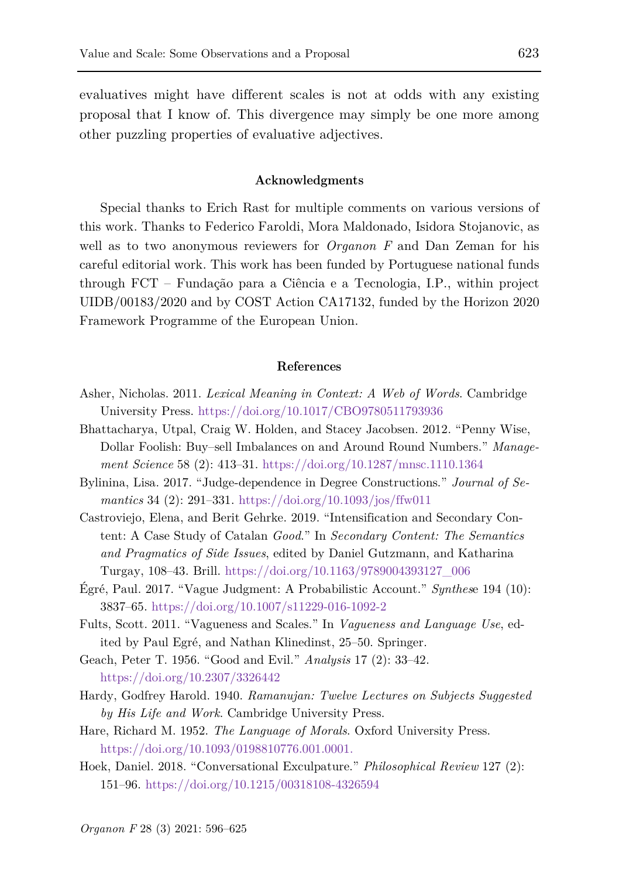evaluatives might have different scales is not at odds with any existing proposal that I know of. This divergence may simply be one more among other puzzling properties of evaluative adjectives.

## Acknowledgments

Special thanks to Erich Rast for multiple comments on various versions of this work. Thanks to Federico Faroldi, Mora Maldonado, Isidora Stojanovic, as well as to two anonymous reviewers for *Organon F* and Dan Zeman for his careful editorial work. This work has been funded by Portuguese national funds through FCT – Fundação para a Ciência e a Tecnologia, I.P., within project UIDB/00183/2020 and by COST Action CA17132, funded by the Horizon 2020 Framework Programme of the European Union.

## References

Asher, Nicholas. 2011. *Lexical Meaning in Context: A Web of Words*. Cambridge University Press. https://doi.org/10.1017/CBO9780511793936

Bhattacharya, Utpal, Craig W. Holden, and Stacey Jacobsen. 2012. "Penny Wise, Dollar Foolish: Buy–sell Imbalances on and Around Round Numbers." *Management Science* 58 (2): 413–31. https://doi.org/10.1287/mnsc.1110.1364

Bylinina, Lisa. 2017. "Judge-dependence in Degree Constructions." *Journal of Semantics* 34 (2): 291–331. https://doi.org/10.1093/jos/ffw011

Castroviejo, Elena, and Berit Gehrke. 2019. "Intensification and Secondary Content: A Case Study of Catalan *Good*." In *Secondary Content: The Semantics and Pragmatics of Side Issues*, edited by Daniel Gutzmann, and Katharina Turgay, 108–43. Brill. https://doi.org/10.1163/9789004393127_006

Égré, Paul. 2017. "Vague Judgment: A Probabilistic Account." *Synthese* 194 (10): 3837–65. https://doi.org/10.1007/s11229-016-1092-2

Fults, Scott. 2011. "Vagueness and Scales." In *Vagueness and Language Use*, edited by Paul Egré, and Nathan Klinedinst, 25–50. Springer.

Geach, Peter T. 1956. "Good and Evil." *Analysis* 17 (2): 33–42. https://doi.org/10.2307/3326442

Hardy, Godfrey Harold. 1940. *Ramanujan: Twelve Lectures on Subjects Suggested by His Life and Work*. Cambridge University Press.

Hare, Richard M. 1952. *The Language of Morals*. Oxford University Press. https://doi.org/10.1093/0198810776.001.0001.

Hoek, Daniel. 2018. "Conversational Exculpature." *Philosophical Review* 127 (2): 151–96. https://doi.org/10.1215/00318108-4326594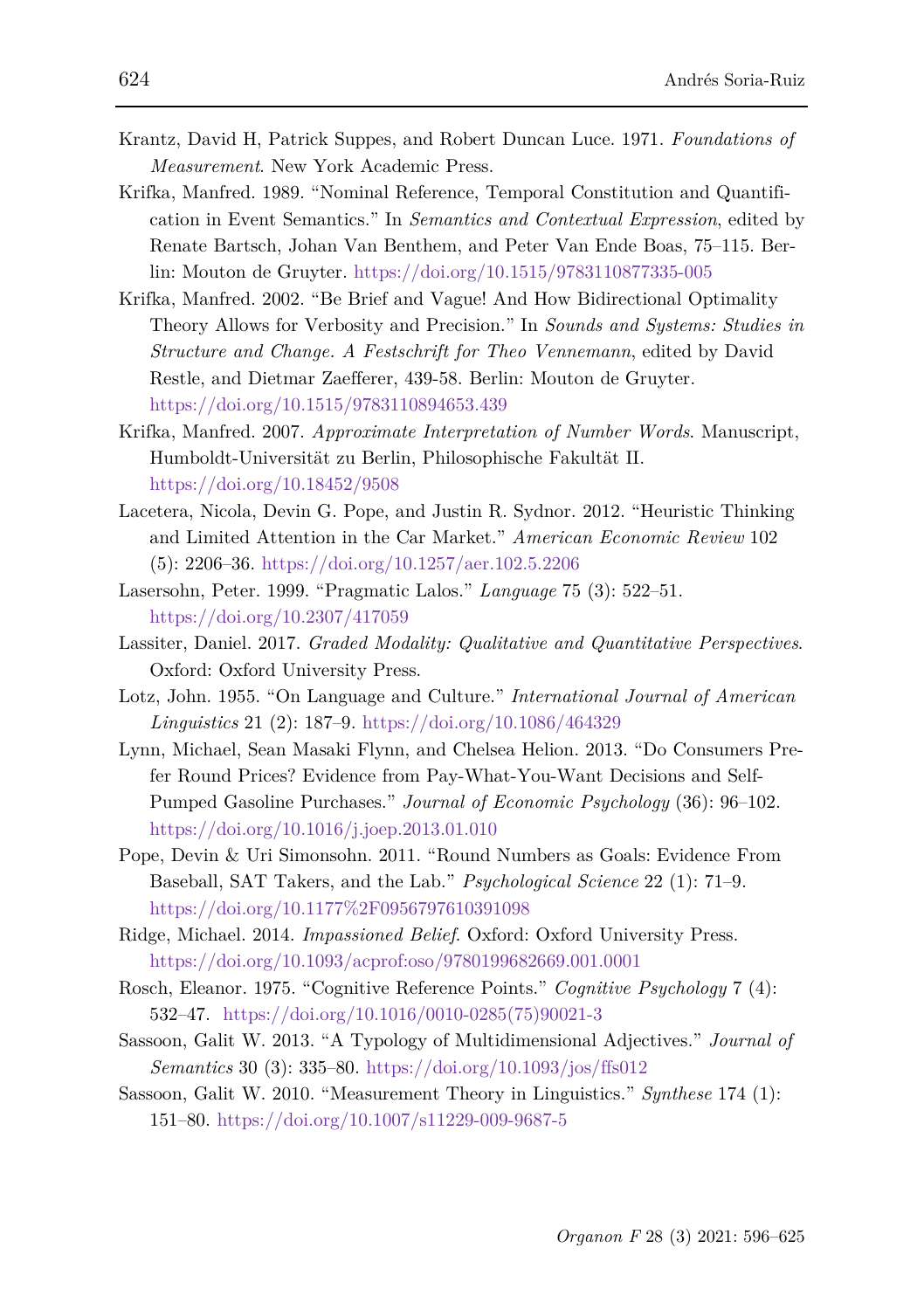Krantz, David H, Patrick Suppes, and Robert Duncan Luce. 1971. *Foundations of Measurement*. New York Academic Press.

Krifka, Manfred. 1989. "Nominal Reference, Temporal Constitution and Quantification in Event Semantics." In *Semantics and Contextual Expression*, edited by Renate Bartsch, Johan Van Benthem, and Peter Van Ende Boas, 75–115. Berlin: Mouton de Gruyter. https://doi.org/10.1515/9783110877335-005

Krifka, Manfred. 2002. "Be Brief and Vague! And How Bidirectional Optimality Theory Allows for Verbosity and Precision." In *Sounds and Systems: Studies in Structure and Change. A Festschrift for Theo Vennemann*, edited by David Restle, and Dietmar Zaefferer, 439-58. Berlin: Mouton de Gruyter. https://doi.org/10.1515/9783110894653.439

Krifka, Manfred. 2007. *Approximate Interpretation of Number Words*. Manuscript, Humboldt-Universität zu Berlin, Philosophische Fakultät II. https://doi.org/10.18452/9508

Lacetera, Nicola, Devin G. Pope, and Justin R. Sydnor. 2012. "Heuristic Thinking and Limited Attention in the Car Market." *American Economic Review* 102 (5): 2206–36. https://doi.org/10.1257/aer.102.5.2206

Lasersohn, Peter. 1999. "Pragmatic Lalos." *Language* 75 (3): 522–51. https://doi.org/10.2307/417059

Lassiter, Daniel. 2017. *Graded Modality: Qualitative and Quantitative Perspectives*. Oxford: Oxford University Press.

Lotz, John. 1955. "On Language and Culture." *International Journal of American Linguistics* 21 (2): 187–9. https://doi.org/10.1086/464329

Lynn, Michael, Sean Masaki Flynn, and Chelsea Helion. 2013. "Do Consumers Prefer Round Prices? Evidence from Pay-What-You-Want Decisions and Self-Pumped Gasoline Purchases." *Journal of Economic Psychology* (36): 96–102. https://doi.org/10.1016/j.joep.2013.01.010

Pope, Devin & Uri Simonsohn. 2011. "Round Numbers as Goals: Evidence From Baseball, SAT Takers, and the Lab." *Psychological Science* 22 (1): 71–9. https://doi.org/10.1177%2F0956797610391098

Ridge, Michael. 2014. *Impassioned Belief*. Oxford: Oxford University Press. https://doi.org/10.1093/acprof:oso/9780199682669.001.0001

Rosch, Eleanor. 1975. "Cognitive Reference Points." *Cognitive Psychology* 7 (4): 532–47. https://doi.org/10.1016/0010-0285(75)90021-3

Sassoon, Galit W. 2013. "A Typology of Multidimensional Adjectives." *Journal of Semantics* 30 (3): 335–80. https://doi.org/10.1093/jos/ffs012

Sassoon, Galit W. 2010. "Measurement Theory in Linguistics." *Synthese* 174 (1): 151–80. https://doi.org/10.1007/s11229-009-9687-5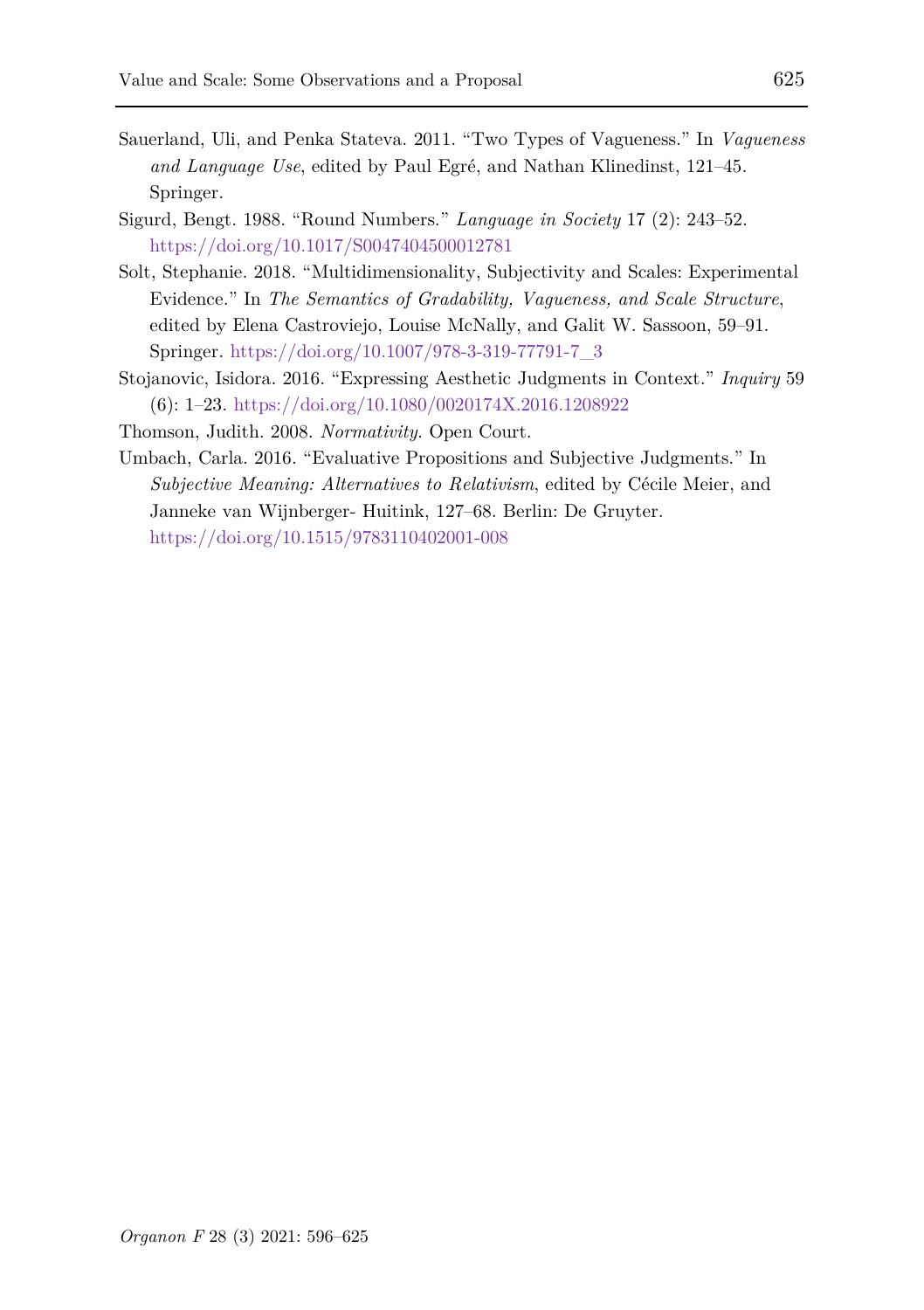Sauerland, Uli, and Penka Stateva. 2011. "Two Types of Vagueness." In *Vagueness and Language Use*, edited by Paul Egré, and Nathan Klinedinst, 121–45. Springer.

Sigurd, Bengt. 1988. "Round Numbers." *Language in Society* 17 (2): 243–52. https://doi.org/10.1017/S0047404500012781

Solt, Stephanie. 2018. "Multidimensionality, Subjectivity and Scales: Experimental Evidence." In *The Semantics of Gradability, Vagueness, and Scale Structure*, edited by Elena Castroviejo, Louise McNally, and Galit W. Sassoon, 59–91. Springer. https://doi.org/10.1007/978-3-319-77791-7_3

Stojanovic, Isidora. 2016. "Expressing Aesthetic Judgments in Context." *Inquiry* 59 (6): 1–23. https://doi.org/10.1080/0020174X.2016.1208922

Thomson, Judith. 2008. *Normativity*. Open Court.

Umbach, Carla. 2016. "Evaluative Propositions and Subjective Judgments." In *Subjective Meaning: Alternatives to Relativism*, edited by Cécile Meier, and Janneke van Wijnberger- Huitink, 127–68. Berlin: De Gruyter. https://doi.org/10.1515/9783110402001-008